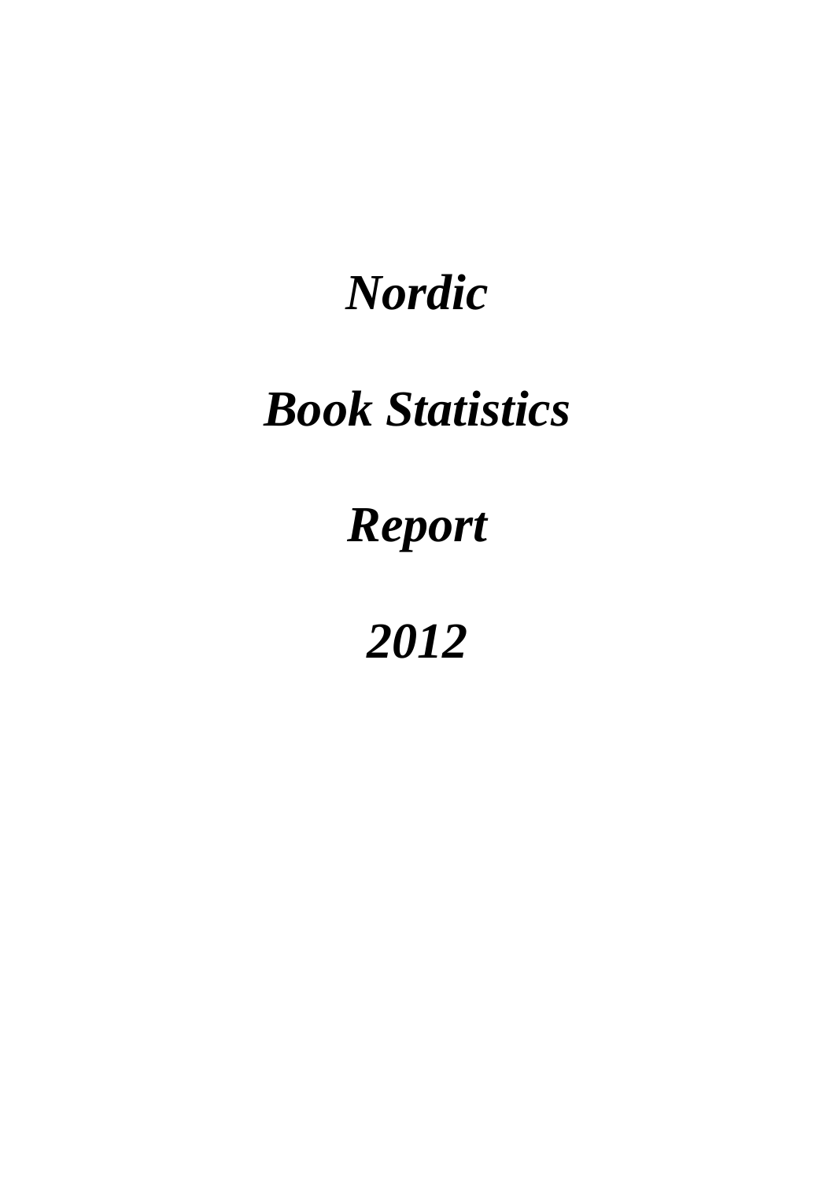# *Nordic*

# *Book Statistics*

# *Report*

# *2012*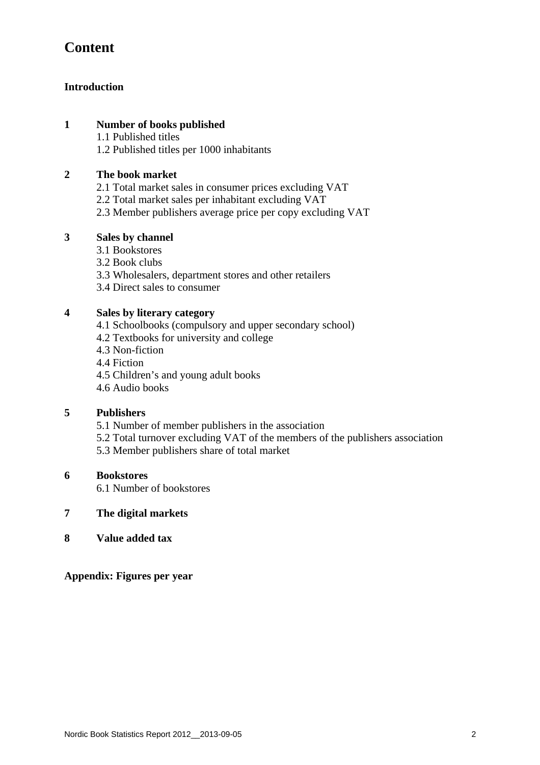# Content

**Introduction**

**1 Number of books published**

1.1 Published titles
1.2 Published titles per 1000 inhabitants

**2 The book market**

2.1 Total market sales in consumer prices excluding VAT
2.2 Total market sales per inhabitant excluding VAT
2.3 Member publishers average price per copy excluding VAT

**3 Sales by channel**

3.1 Bookstores
3.2 Book clubs
3.3 Wholesalers, department stores and other retailers
3.4 Direct sales to consumer

**4 Sales by literary category**

4.1 Schoolbooks (compulsory and upper secondary school)
4.2 Textbooks for university and college
4.3 Non-fiction
4.4 Fiction
4.5 Children's and young adult books
4.6 Audio books

**5 Publishers**

5.1 Number of member publishers in the association
5.2 Total turnover excluding VAT of the members of the publishers association
5.3 Member publishers share of total market

**6 Bookstores**

6.1 Number of bookstores

**7 The digital markets**

**8 Value added tax**

**Appendix: Figures per year**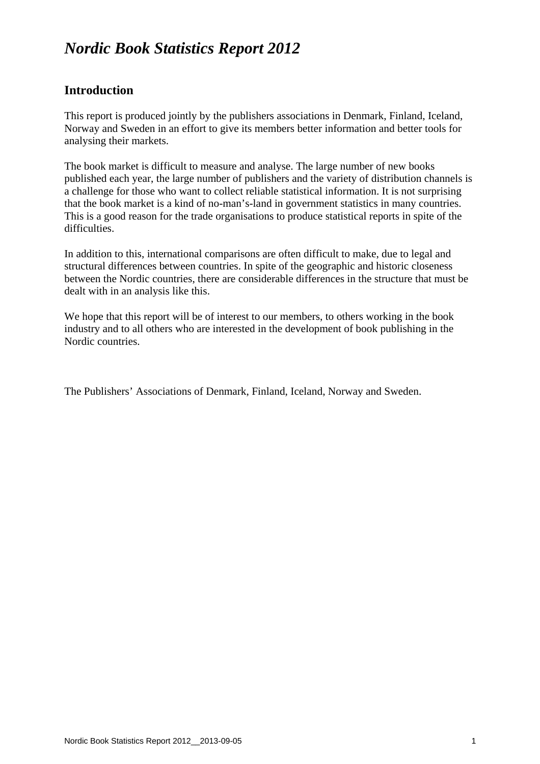# *Nordic Book Statistics Report 2012*

## Introduction

This report is produced jointly by the publishers associations in Denmark, Finland, Iceland, Norway and Sweden in an effort to give its members better information and better tools for analysing their markets.

The book market is difficult to measure and analyse. The large number of new books published each year, the large number of publishers and the variety of distribution channels is a challenge for those who want to collect reliable statistical information. It is not surprising that the book market is a kind of no-man's-land in government statistics in many countries. This is a good reason for the trade organisations to produce statistical reports in spite of the difficulties.

In addition to this, international comparisons are often difficult to make, due to legal and structural differences between countries. In spite of the geographic and historic closeness between the Nordic countries, there are considerable differences in the structure that must be dealt with in an analysis like this.

We hope that this report will be of interest to our members, to others working in the book industry and to all others who are interested in the development of book publishing in the Nordic countries.

The Publishers' Associations of Denmark, Finland, Iceland, Norway and Sweden.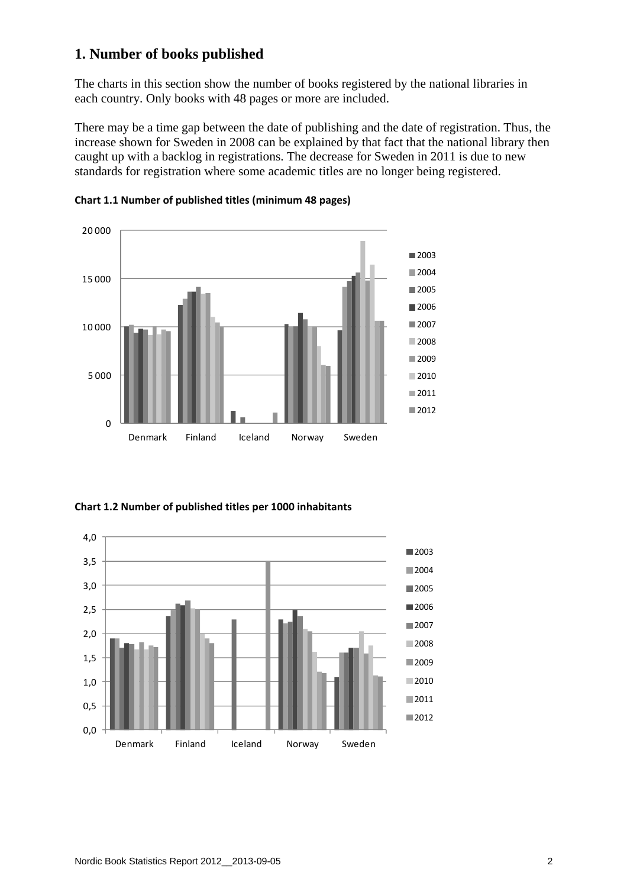## 1. Number of books published

The charts in this section show the number of books registered by the national libraries in each country. Only books with 48 pages or more are included.

There may be a time gap between the date of publishing and the date of registration. Thus, the increase shown for Sweden in 2008 can be explained by that fact that the national library then caught up with a backlog in registrations. The decrease for Sweden in 2011 is due to new standards for registration where some academic titles are no longer being registered.

**Chart 1.1 Number of published titles (minimum 48 pages)**

**Chart 1.2 Number of published titles per 1000 inhabitants**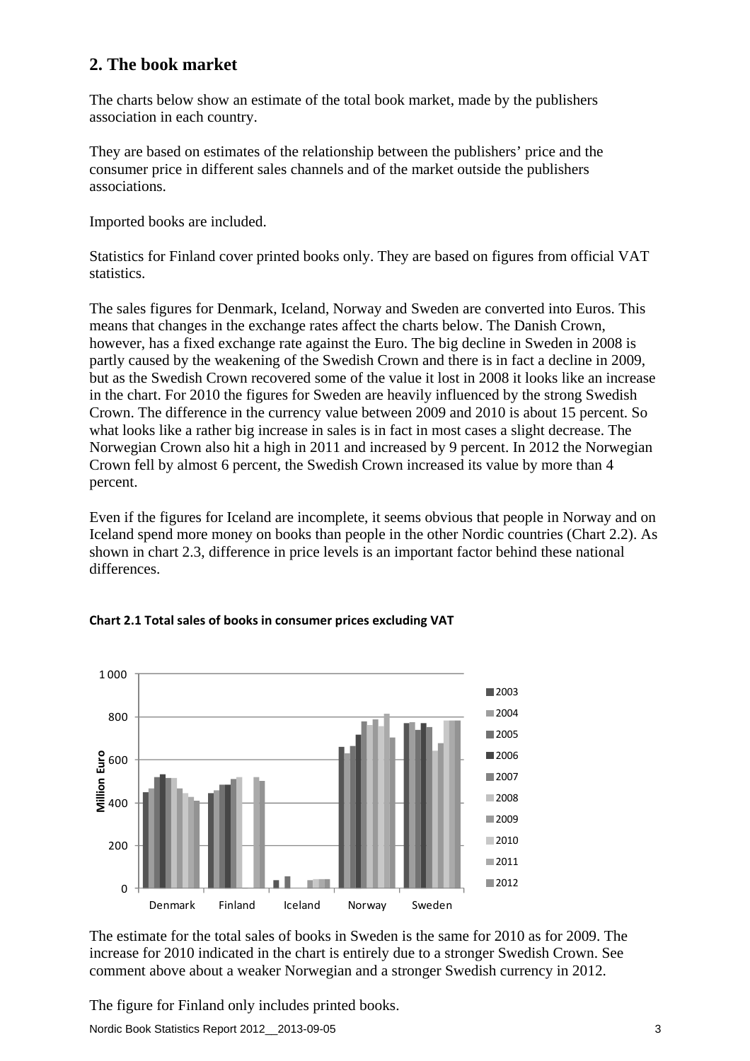## 2. The book market

The charts below show an estimate of the total book market, made by the publishers association in each country.

They are based on estimates of the relationship between the publishers' price and the consumer price in different sales channels and of the market outside the publishers associations.

Imported books are included.

Statistics for Finland cover printed books only. They are based on figures from official VAT statistics.

The sales figures for Denmark, Iceland, Norway and Sweden are converted into Euros. This means that changes in the exchange rates affect the charts below. The Danish Crown, however, has a fixed exchange rate against the Euro. The big decline in Sweden in 2008 is partly caused by the weakening of the Swedish Crown and there is in fact a decline in 2009, but as the Swedish Crown recovered some of the value it lost in 2008 it looks like an increase in the chart. For 2010 the figures for Sweden are heavily influenced by the strong Swedish Crown. The difference in the currency value between 2009 and 2010 is about 15 percent. So what looks like a rather big increase in sales is in fact in most cases a slight decrease. The Norwegian Crown also hit a high in 2011 and increased by 9 percent. In 2012 the Norwegian Crown fell by almost 6 percent, the Swedish Crown increased its value by more than 4 percent.

Even if the figures for Iceland are incomplete, it seems obvious that people in Norway and on Iceland spend more money on books than people in the other Nordic countries (Chart 2.2). As shown in chart 2.3, difference in price levels is an important factor behind these national differences.

**Chart 2.1 Total sales of books in consumer prices excluding VAT**

The estimate for the total sales of books in Sweden is the same for 2010 as for 2009. The increase for 2010 indicated in the chart is entirely due to a stronger Swedish Crown. See comment above about a weaker Norwegian and a stronger Swedish currency in 2012.

The figure for Finland only includes printed books.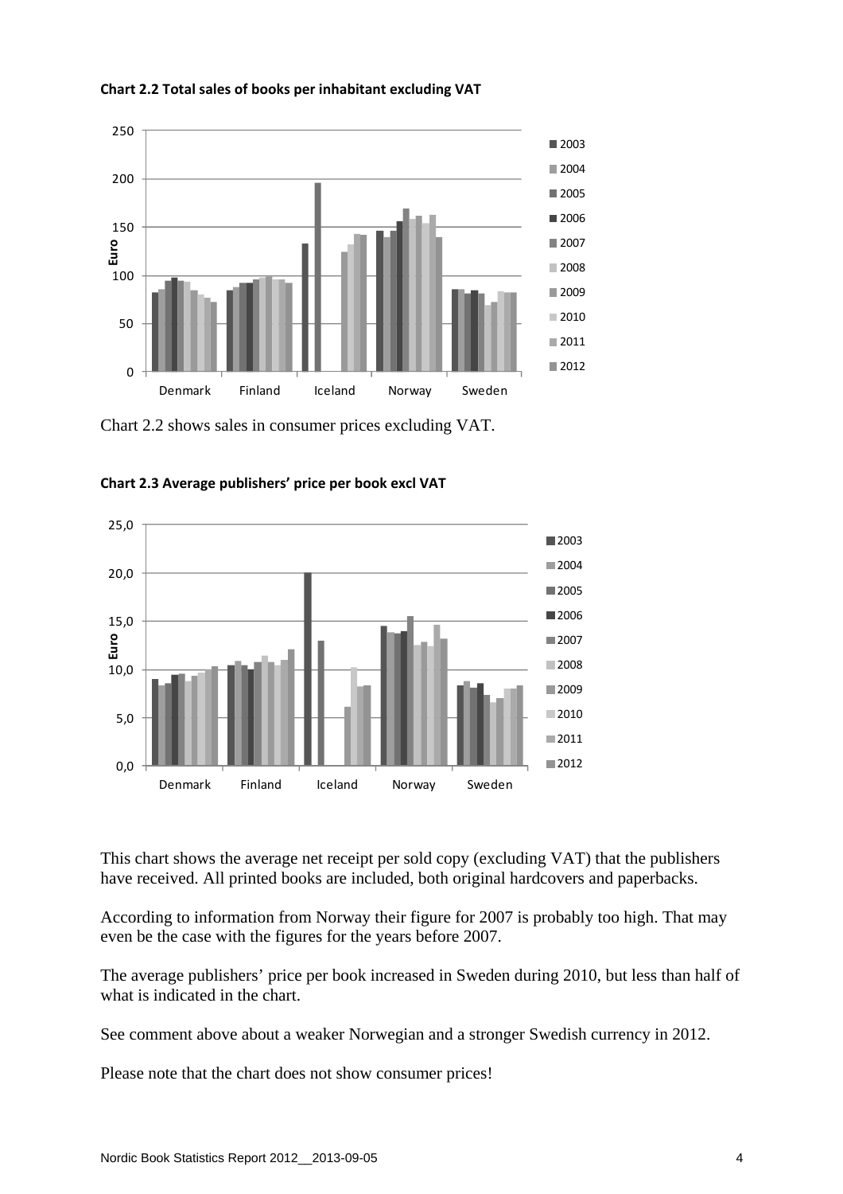**Chart 2.2 Total sales of books per inhabitant excluding VAT**

Chart 2.2 shows sales in consumer prices excluding VAT.

**Chart 2.3 Average publishers' price per book excl VAT**

This chart shows the average net receipt per sold copy (excluding VAT) that the publishers have received. All printed books are included, both original hardcovers and paperbacks.

According to information from Norway their figure for 2007 is probably too high. That may even be the case with the figures for the years before 2007.

The average publishers' price per book increased in Sweden during 2010, but less than half of what is indicated in the chart.

See comment above about a weaker Norwegian and a stronger Swedish currency in 2012.

Please note that the chart does not show consumer prices!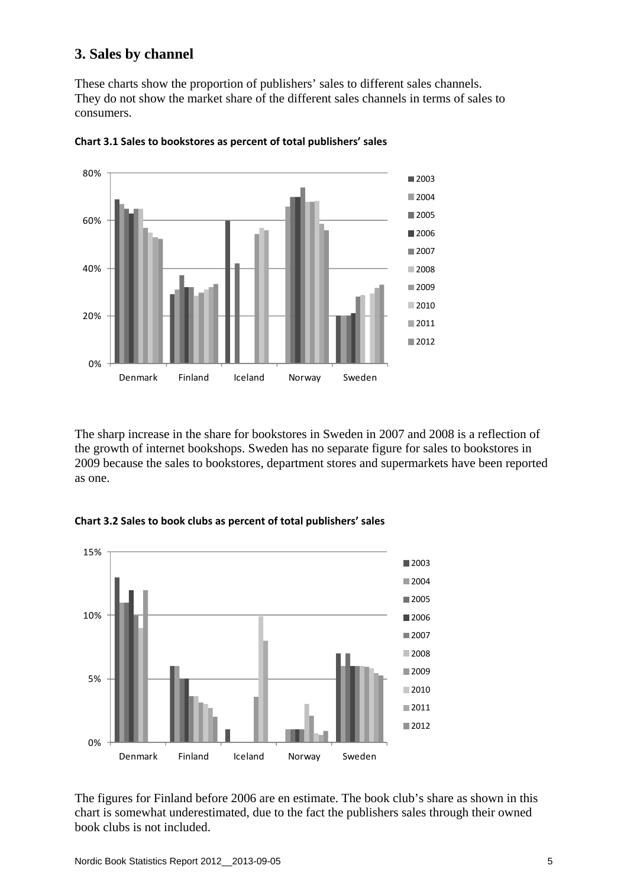## 3. Sales by channel

These charts show the proportion of publishers' sales to different sales channels. They do not show the market share of the different sales channels in terms of sales to consumers.

**Chart 3.1 Sales to bookstores as percent of total publishers' sales**

The sharp increase in the share for bookstores in Sweden in 2007 and 2008 is a reflection of the growth of internet bookshops. Sweden has no separate figure for sales to bookstores in 2009 because the sales to bookstores, department stores and supermarkets have been reported as one.

**Chart 3.2 Sales to book clubs as percent of total publishers' sales**

The figures for Finland before 2006 are en estimate. The book club's share as shown in this chart is somewhat underestimated, due to the fact the publishers sales through their owned book clubs is not included.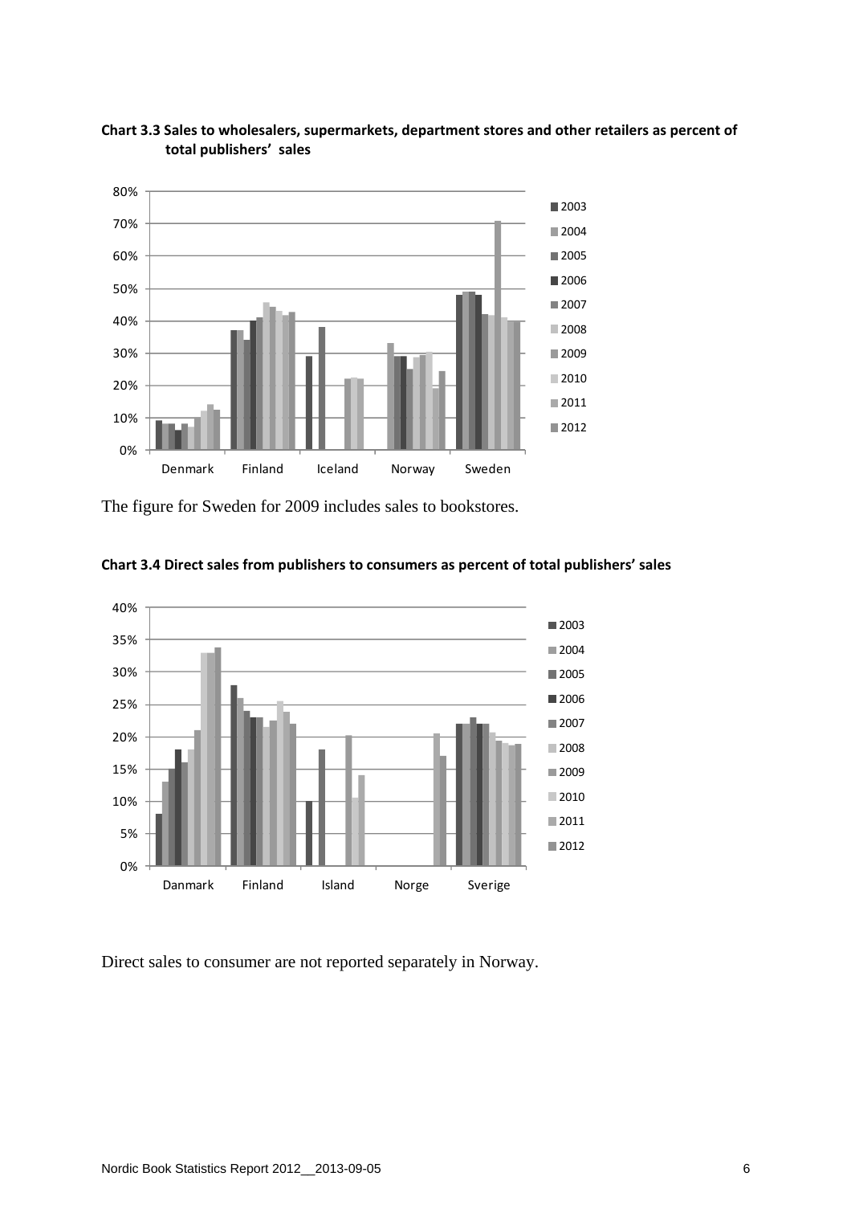**Chart 3.3 Sales to wholesalers, supermarkets, department stores and other retailers as percent of total publishers' sales**

The figure for Sweden for 2009 includes sales to bookstores.

**Chart 3.4 Direct sales from publishers to consumers as percent of total publishers' sales**

Direct sales to consumer are not reported separately in Norway.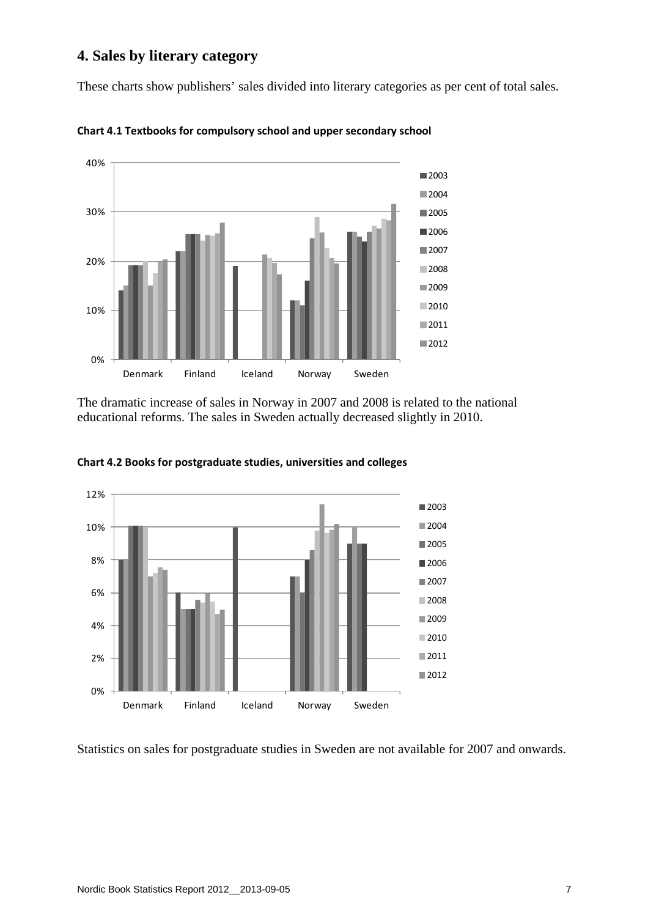## 4. Sales by literary category

These charts show publishers' sales divided into literary categories as per cent of total sales.

**Chart 4.1 Textbooks for compulsory school and upper secondary school**

The dramatic increase of sales in Norway in 2007 and 2008 is related to the national educational reforms. The sales in Sweden actually decreased slightly in 2010.

**Chart 4.2 Books for postgraduate studies, universities and colleges**

Statistics on sales for postgraduate studies in Sweden are not available for 2007 and onwards.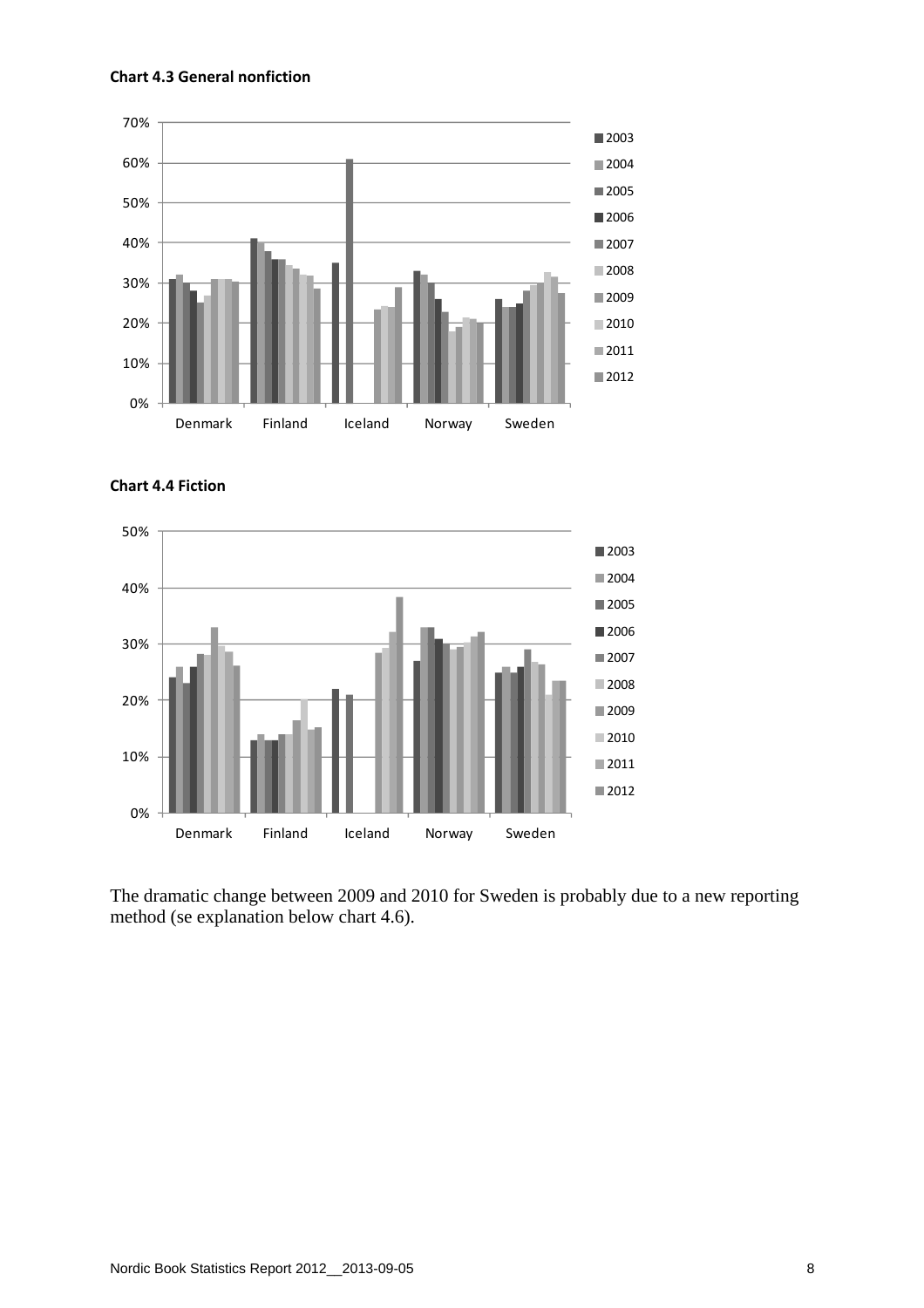**Chart 4.3 General nonfiction**

**Chart 4.4 Fiction**

The dramatic change between 2009 and 2010 for Sweden is probably due to a new reporting method (se explanation below chart 4.6).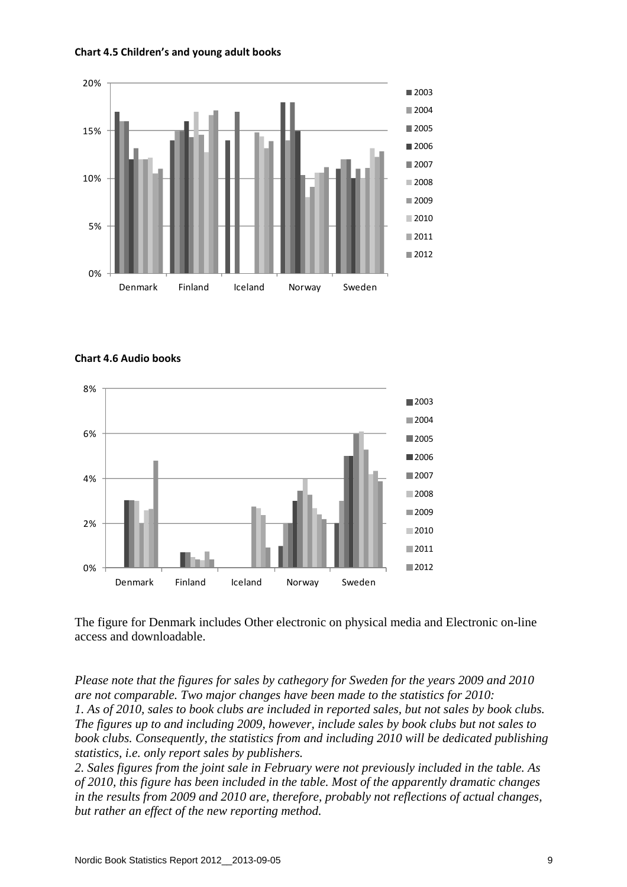**Chart 4.5 Children's and young adult books**

**Chart 4.6 Audio books**

The figure for Denmark includes Other electronic on physical media and Electronic on-line access and downloadable.

*Please note that the figures for sales by cathegory for Sweden for the years 2009 and 2010 are not comparable. Two major changes have been made to the statistics for 2010:*
*1. As of 2010, sales to book clubs are included in reported sales, but not sales by book clubs. The figures up to and including 2009, however, include sales by book clubs but not sales to book clubs. Consequently, the statistics from and including 2010 will be dedicated publishing statistics, i.e. only report sales by publishers.*
*2. Sales figures from the joint sale in February were not previously included in the table. As of 2010, this figure has been included in the table. Most of the apparently dramatic changes in the results from 2009 and 2010 are, therefore, probably not reflections of actual changes, but rather an effect of the new reporting method.*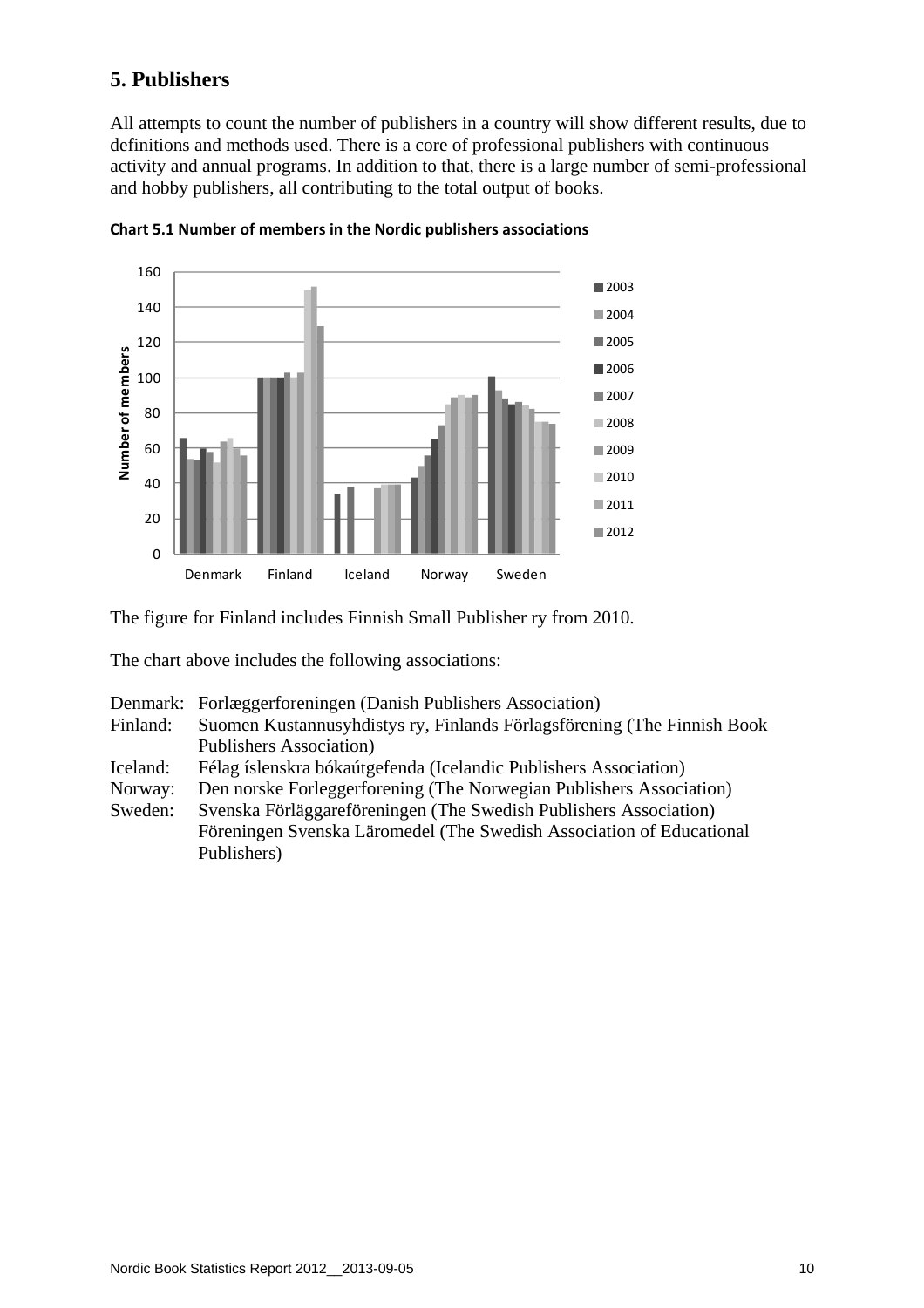## 5. Publishers

All attempts to count the number of publishers in a country will show different results, due to definitions and methods used. There is a core of professional publishers with continuous activity and annual programs. In addition to that, there is a large number of semi-professional and hobby publishers, all contributing to the total output of books.

**Chart 5.1 Number of members in the Nordic publishers associations**

The figure for Finland includes Finnish Small Publisher ry from 2010.

The chart above includes the following associations:

Denmark: Forlæggerforeningen (Danish Publishers Association)
Finland: Suomen Kustannusyhdistys ry, Finlands Förlagsförening (The Finnish Book Publishers Association)
Iceland: Félag íslenskra bókaútgefenda (Icelandic Publishers Association)
Norway: Den norske Forleggerforening (The Norwegian Publishers Association)
Sweden: Svenska Förläggareföreningen (The Swedish Publishers Association)
Föreningen Svenska Läromedel (The Swedish Association of Educational Publishers)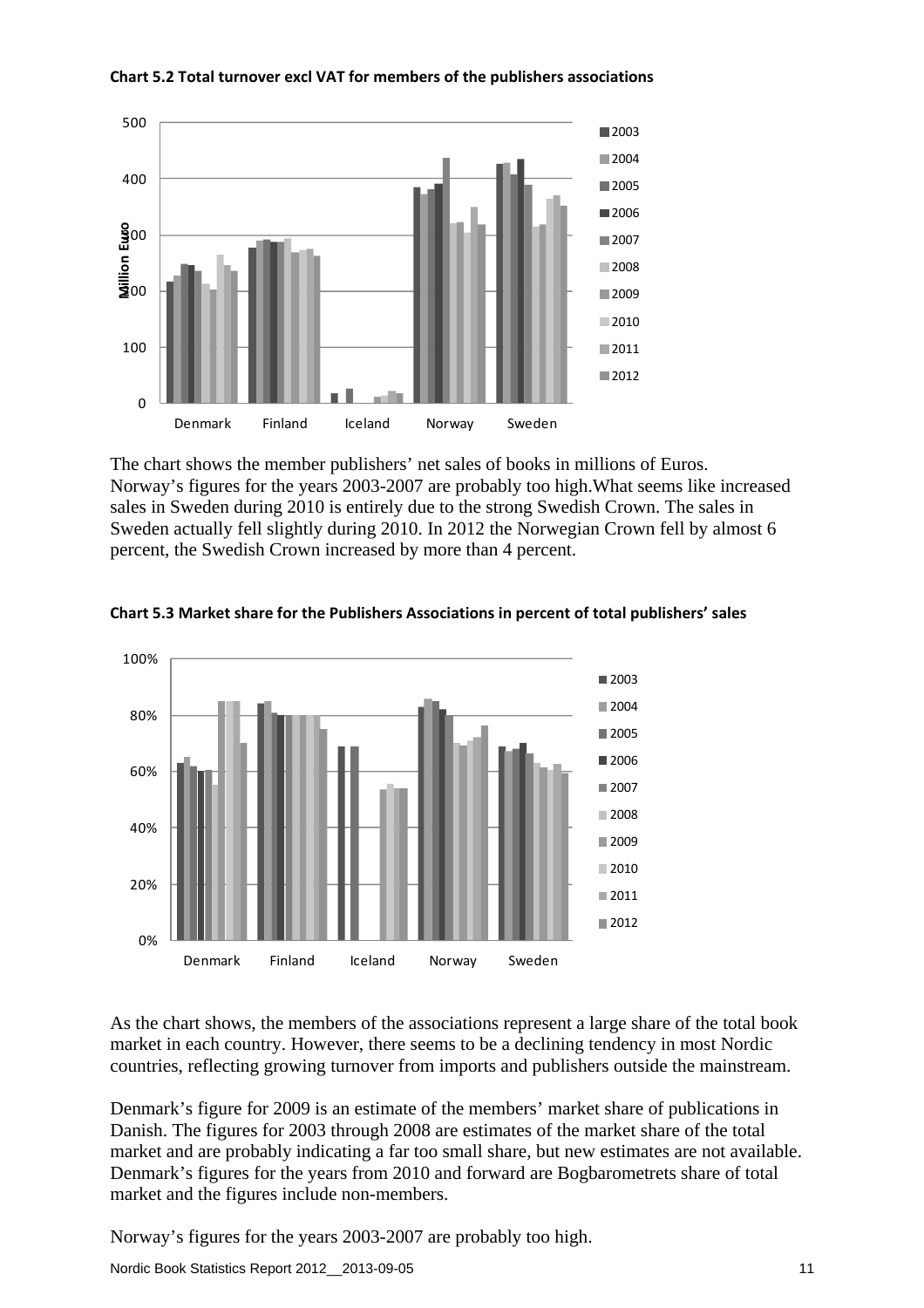**Chart 5.2 Total turnover excl VAT for members of the publishers associations**

The chart shows the member publishers' net sales of books in millions of Euros. Norway's figures for the years 2003-2007 are probably too high.What seems like increased sales in Sweden during 2010 is entirely due to the strong Swedish Crown. The sales in Sweden actually fell slightly during 2010. In 2012 the Norwegian Crown fell by almost 6 percent, the Swedish Crown increased by more than 4 percent.

**Chart 5.3 Market share for the Publishers Associations in percent of total publishers' sales**

As the chart shows, the members of the associations represent a large share of the total book market in each country. However, there seems to be a declining tendency in most Nordic countries, reflecting growing turnover from imports and publishers outside the mainstream.

Denmark's figure for 2009 is an estimate of the members' market share of publications in Danish. The figures for 2003 through 2008 are estimates of the market share of the total market and are probably indicating a far too small share, but new estimates are not available. Denmark's figures for the years from 2010 and forward are Bogbarometrets share of total market and the figures include non-members.

Norway's figures for the years 2003-2007 are probably too high.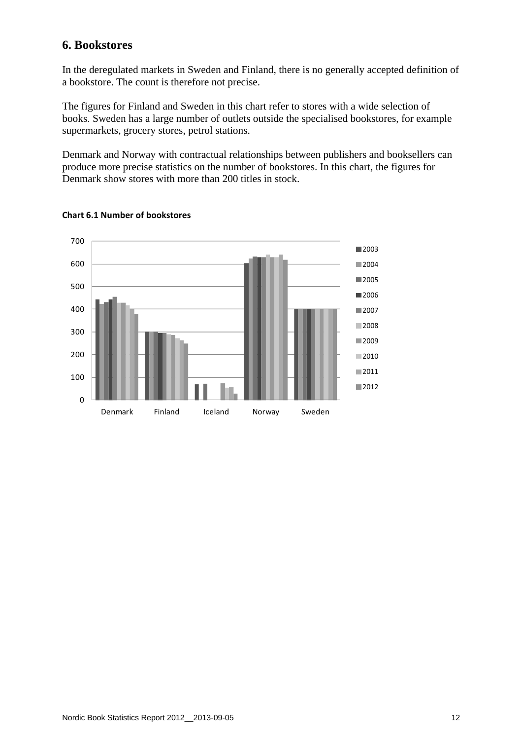## 6. Bookstores

In the deregulated markets in Sweden and Finland, there is no generally accepted definition of a bookstore. The count is therefore not precise.

The figures for Finland and Sweden in this chart refer to stores with a wide selection of books. Sweden has a large number of outlets outside the specialised bookstores, for example supermarkets, grocery stores, petrol stations.

Denmark and Norway with contractual relationships between publishers and booksellers can produce more precise statistics on the number of bookstores. In this chart, the figures for Denmark show stores with more than 200 titles in stock.

**Chart 6.1 Number of bookstores**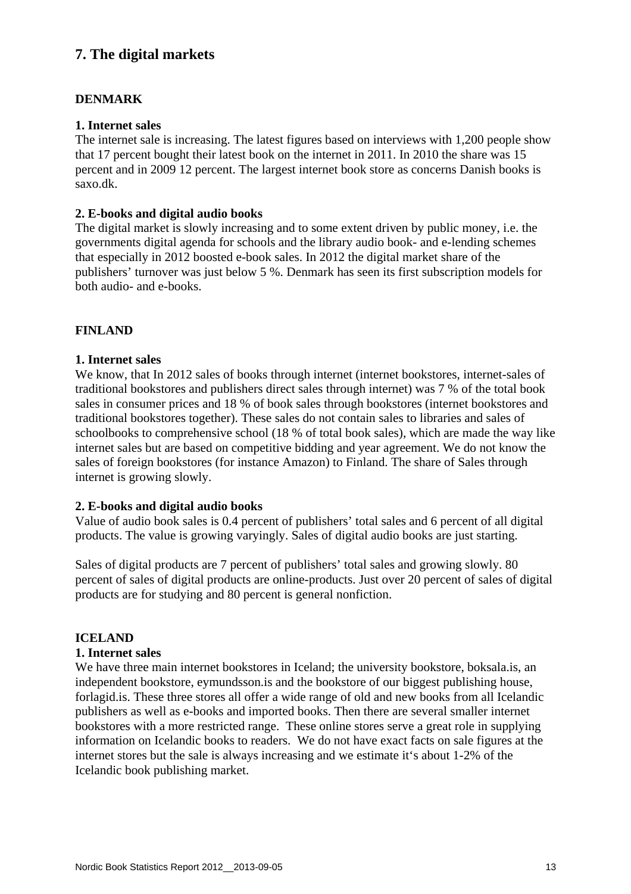## 7. The digital markets

### DENMARK

**1. Internet sales**

The internet sale is increasing. The latest figures based on interviews with 1,200 people show that 17 percent bought their latest book on the internet in 2011. In 2010 the share was 15 percent and in 2009 12 percent. The largest internet book store as concerns Danish books is saxo.dk.

**2. E-books and digital audio books**

The digital market is slowly increasing and to some extent driven by public money, i.e. the governments digital agenda for schools and the library audio book- and e-lending schemes that especially in 2012 boosted e-book sales. In 2012 the digital market share of the publishers' turnover was just below 5 %. Denmark has seen its first subscription models for both audio- and e-books.

### FINLAND

**1. Internet sales**

We know, that In 2012 sales of books through internet (internet bookstores, internet-sales of traditional bookstores and publishers direct sales through internet) was 7 % of the total book sales in consumer prices and 18 % of book sales through bookstores (internet bookstores and traditional bookstores together). These sales do not contain sales to libraries and sales of schoolbooks to comprehensive school (18 % of total book sales), which are made the way like internet sales but are based on competitive bidding and year agreement. We do not know the sales of foreign bookstores (for instance Amazon) to Finland. The share of Sales through internet is growing slowly.

**2. E-books and digital audio books**

Value of audio book sales is 0.4 percent of publishers' total sales and 6 percent of all digital products. The value is growing varyingly. Sales of digital audio books are just starting.

Sales of digital products are 7 percent of publishers' total sales and growing slowly. 80 percent of sales of digital products are online-products. Just over 20 percent of sales of digital products are for studying and 80 percent is general nonfiction.

### ICELAND

**1. Internet sales**

We have three main internet bookstores in Iceland; the university bookstore, boksala.is, an independent bookstore, eymundsson.is and the bookstore of our biggest publishing house, forlagid.is. These three stores all offer a wide range of old and new books from all Icelandic publishers as well as e-books and imported books. Then there are several smaller internet bookstores with a more restricted range. These online stores serve a great role in supplying information on Icelandic books to readers. We do not have exact facts on sale figures at the internet stores but the sale is always increasing and we estimate it‘s about 1-2% of the Icelandic book publishing market.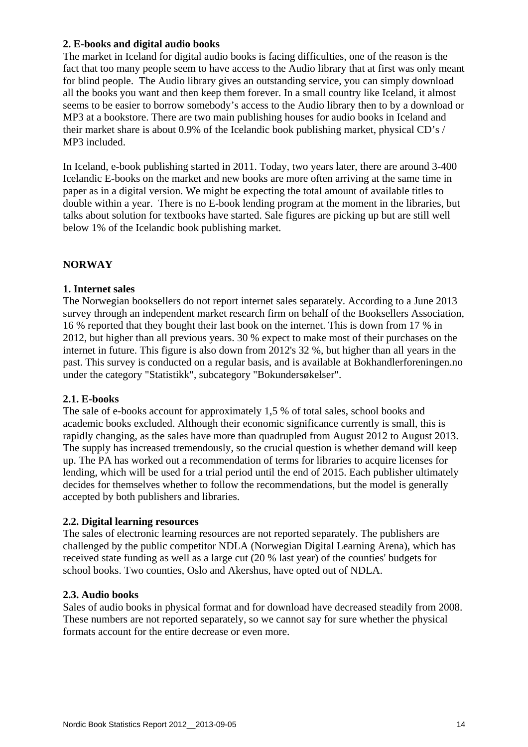**2. E-books and digital audio books**

The market in Iceland for digital audio books is facing difficulties, one of the reason is the fact that too many people seem to have access to the Audio library that at first was only meant for blind people.  The Audio library gives an outstanding service, you can simply download all the books you want and then keep them forever. In a small country like Iceland, it almost seems to be easier to borrow somebody's access to the Audio library then to by a download or MP3 at a bookstore. There are two main publishing houses for audio books in Iceland and their market share is about 0.9% of the Icelandic book publishing market, physical CD's / MP3 included.

In Iceland, e-book publishing started in 2011. Today, two years later, there are around 3-400 Icelandic E-books on the market and new books are more often arriving at the same time in paper as in a digital version. We might be expecting the total amount of available titles to double within a year.  There is no E-book lending program at the moment in the libraries, but talks about solution for textbooks have started. Sale figures are picking up but are still well below 1% of the Icelandic book publishing market.

## NORWAY

**1. Internet sales**

The Norwegian booksellers do not report internet sales separately. According to a June 2013 survey through an independent market research firm on behalf of the Booksellers Association, 16 % reported that they bought their last book on the internet. This is down from 17 % in 2012, but higher than all previous years. 30 % expect to make most of their purchases on the internet in future. This figure is also down from 2012's 32 %, but higher than all years in the past. This survey is conducted on a regular basis, and is available at Bokhandlerforeningen.no under the category "Statistikk", subcategory "Bokundersøkelser".

**2.1. E-books**

The sale of e-books account for approximately 1,5 % of total sales, school books and academic books excluded. Although their economic significance currently is small, this is rapidly changing, as the sales have more than quadrupled from August 2012 to August 2013. The supply has increased tremendously, so the crucial question is whether demand will keep up. The PA has worked out a recommendation of terms for libraries to acquire licenses for lending, which will be used for a trial period until the end of 2015. Each publisher ultimately decides for themselves whether to follow the recommendations, but the model is generally accepted by both publishers and libraries.

**2.2. Digital learning resources**

The sales of electronic learning resources are not reported separately. The publishers are challenged by the public competitor NDLA (Norwegian Digital Learning Arena), which has received state funding as well as a large cut (20 % last year) of the counties' budgets for school books. Two counties, Oslo and Akershus, have opted out of NDLA.

**2.3. Audio books**

Sales of audio books in physical format and for download have decreased steadily from 2008. These numbers are not reported separately, so we cannot say for sure whether the physical formats account for the entire decrease or even more.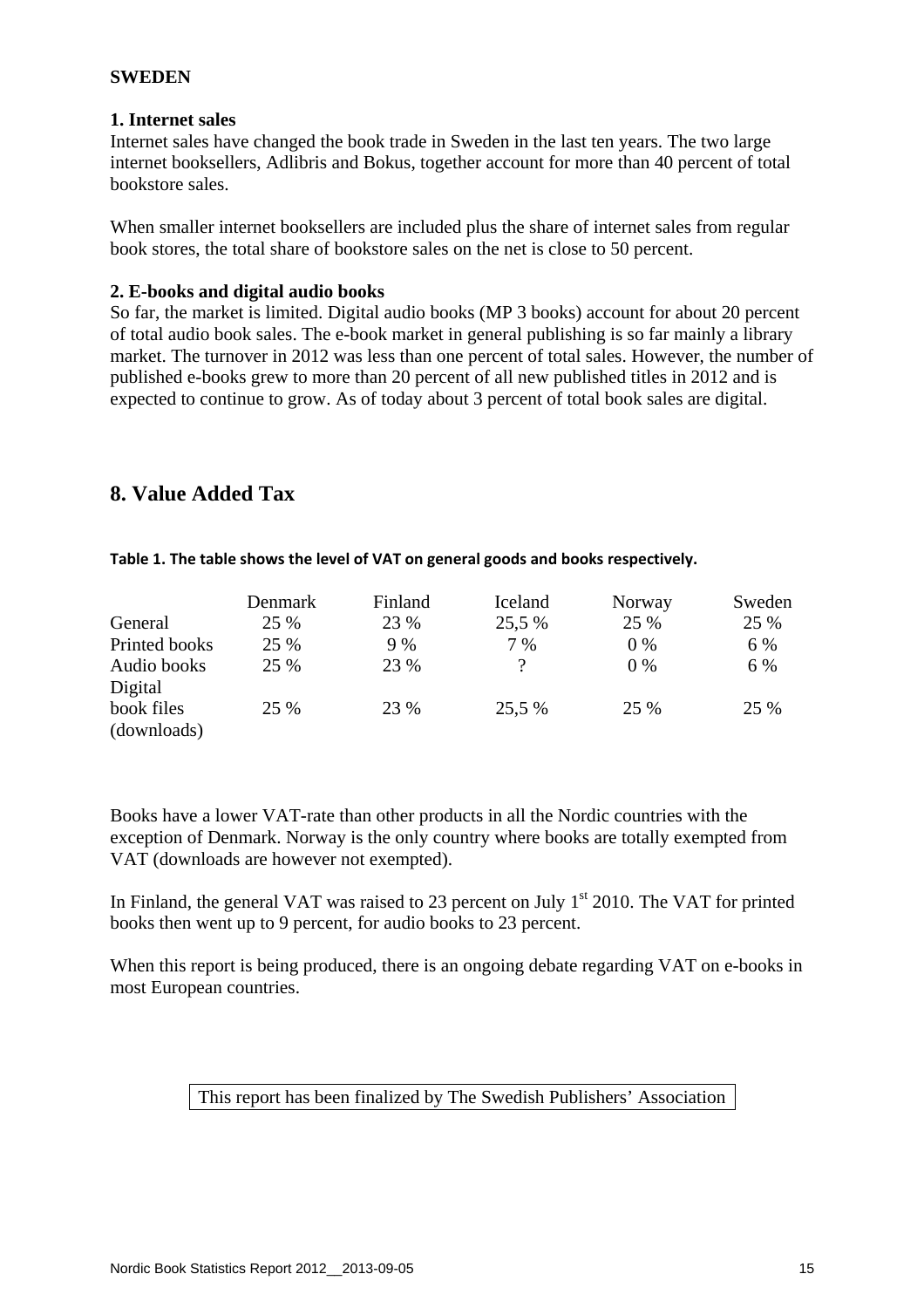**SWEDEN**

**1. Internet sales**

Internet sales have changed the book trade in Sweden in the last ten years. The two large internet booksellers, Adlibris and Bokus, together account for more than 40 percent of total bookstore sales.

When smaller internet booksellers are included plus the share of internet sales from regular book stores, the total share of bookstore sales on the net is close to 50 percent.

**2. E-books and digital audio books**

So far, the market is limited. Digital audio books (MP 3 books) account for about 20 percent of total audio book sales. The e-book market in general publishing is so far mainly a library market. The turnover in 2012 was less than one percent of total sales. However, the number of published e-books grew to more than 20 percent of all new published titles in 2012 and is expected to continue to grow. As of today about 3 percent of total book sales are digital.

## 8. Value Added Tax

**Table 1. The table shows the level of VAT on general goods and books respectively.**

| | Denmark | Finland | Iceland | Norway | Sweden |
|---|---|---|---|---|---|
| General | 25 % | 23 % | 25,5 % | 25 % | 25 % |
| Printed books | 25 % | 9 % | 7 % | 0 % | 6 % |
| Audio books | 25 % | 23 % | ? | 0 % | 6 % |
| Digital book files (downloads) | 25 % | 23 % | 25,5 % | 25 % | 25 % |

Books have a lower VAT-rate than other products in all the Nordic countries with the exception of Denmark. Norway is the only country where books are totally exempted from VAT (downloads are however not exempted).

In Finland, the general VAT was raised to 23 percent on July 1st 2010. The VAT for printed books then went up to 9 percent, for audio books to 23 percent.

When this report is being produced, there is an ongoing debate regarding VAT on e-books in most European countries.

This report has been finalized by The Swedish Publishers' Association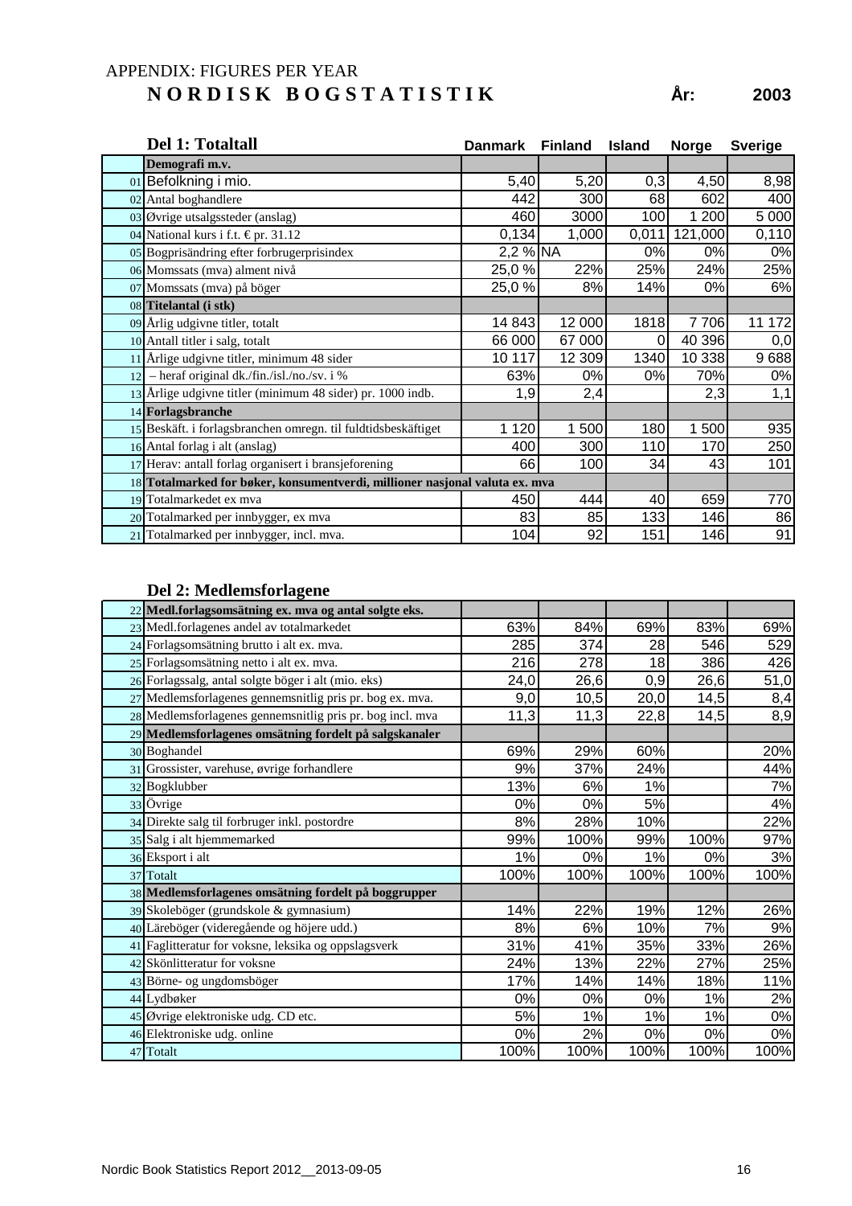APPENDIX: FIGURES PER YEAR

# N O R D I S K   B O G S T A T I S T I K

**År: 2003**

## Del 1: Totaltall

| | | Danmark | Finland | Island | Norge | Sverige |
|---|---|---|---|---|---|---|
| | **Demografi m.v.** | | | | | |
| 01 | Befolkning i mio. | 5,40 | 5,20 | 0,3 | 4,50 | 8,98 |
| 02 | Antal boghandlere | 442 | 300 | 68 | 602 | 400 |
| 03 | Øvrige utsalgssteder (anslag) | 460 | 3000 | 100 | 1 200 | 5 000 |
| 04 | National kurs i f.t. € pr. 31.12 | 0,134 | 1,000 | 0,011 | 121,000 | 0,110 |
| 05 | Bogprisändring efter forbrugerprisindex | 2,2 % | NA | 0% | 0% | 0% |
| 06 | Momssats (mva) alment nivå | 25,0 % | 22% | 25% | 24% | 25% |
| 07 | Momssats (mva) på böger | 25,0 % | 8% | 14% | 0% | 6% |
| 08 | **Titelantal (i stk)** | | | | | |
| 09 | Årlig udgivne titler, totalt | 14 843 | 12 000 | 1818 | 7 706 | 11 172 |
| 10 | Antall titler i salg, totalt | 66 000 | 67 000 | 0 | 40 396 | 0,0 |
| 11 | Årlige udgivne titler, minimum 48 sider | 10 117 | 12 309 | 1340 | 10 338 | 9 688 |
| 12 | – heraf original dk./fin./isl./no./sv. i % | 63% | 0% | 0% | 70% | 0% |
| 13 | Årlige udgivne titler (minimum 48 sider) pr. 1000 indb. | 1,9 | 2,4 | | 2,3 | 1,1 |
| 14 | **Forlagsbranche** | | | | | |
| 15 | Beskäft. i forlagsbranchen omregn. til fuldtidsbeskäftiget | 1 120 | 1 500 | 180 | 1 500 | 935 |
| 16 | Antal forlag i alt (anslag) | 400 | 300 | 110 | 170 | 250 |
| 17 | Herav: antall forlag organisert i bransjeforening | 66 | 100 | 34 | 43 | 101 |
| 18 | **Totalmarked for bøker, konsumentverdi, millioner nasjonal valuta ex. mva** | | | | | |
| 19 | Totalmarkedet ex mva | 450 | 444 | 40 | 659 | 770 |
| 20 | Totalmarked per innbygger, ex mva | 83 | 85 | 133 | 146 | 86 |
| 21 | Totalmarked per innbygger, incl. mva. | 104 | 92 | 151 | 146 | 91 |

## Del 2: Medlemsforlagene

| | | Danmark | Finland | Island | Norge | Sverige |
|---|---|---|---|---|---|---|
| 22 | **Medl.forlagsomsätning ex. mva og antal solgte eks.** | | | | | |
| 23 | Medl.forlagenes andel av totalmarkedet | 63% | 84% | 69% | 83% | 69% |
| 24 | Forlagsomsätning brutto i alt ex. mva. | 285 | 374 | 28 | 546 | 529 |
| 25 | Forlagsomsätning netto i alt ex. mva. | 216 | 278 | 18 | 386 | 426 |
| 26 | Forlagssalg, antal solgte böger i alt (mio. eks) | 24,0 | 26,6 | 0,9 | 26,6 | 51,0 |
| 27 | Medlemsforlagenes gennemsnitlig pris pr. bog ex. mva. | 9,0 | 10,5 | 20,0 | 14,5 | 8,4 |
| 28 | Medlemsforlagenes gennemsnitlig pris pr. bog incl. mva | 11,3 | 11,3 | 22,8 | 14,5 | 8,9 |
| 29 | **Medlemsforlagenes omsätning fordelt på salgskanaler** | | | | | |
| 30 | Boghandel | 69% | 29% | 60% | | 20% |
| 31 | Grossister, varehuse, øvrige forhandlere | 9% | 37% | 24% | | 44% |
| 32 | Bogklubber | 13% | 6% | 1% | | 7% |
| 33 | Övrige | 0% | 0% | 5% | | 4% |
| 34 | Direkte salg til forbruger inkl. postordre | 8% | 28% | 10% | | 22% |
| 35 | Salg i alt hjemmemarked | 99% | 100% | 99% | 100% | 97% |
| 36 | Eksport i alt | 1% | 0% | 1% | 0% | 3% |
| 37 | Totalt | 100% | 100% | 100% | 100% | 100% |
| 38 | **Medlemsforlagenes omsätning fordelt på boggrupper** | | | | | |
| 39 | Skoleböger (grundskole & gymnasium) | 14% | 22% | 19% | 12% | 26% |
| 40 | Läreböger (videregående og höjere udd.) | 8% | 6% | 10% | 7% | 9% |
| 41 | Faglitteratur for voksne, leksika og oppslagsverk | 31% | 41% | 35% | 33% | 26% |
| 42 | Skönlitteratur for voksne | 24% | 13% | 22% | 27% | 25% |
| 43 | Börne- og ungdomsböger | 17% | 14% | 14% | 18% | 11% |
| 44 | Lydbøker | 0% | 0% | 0% | 1% | 2% |
| 45 | Øvrige elektroniske udg. CD etc. | 5% | 1% | 1% | 1% | 0% |
| 46 | Elektroniske udg. online | 0% | 2% | 0% | 0% | 0% |
| 47 | Totalt | 100% | 100% | 100% | 100% | 100% |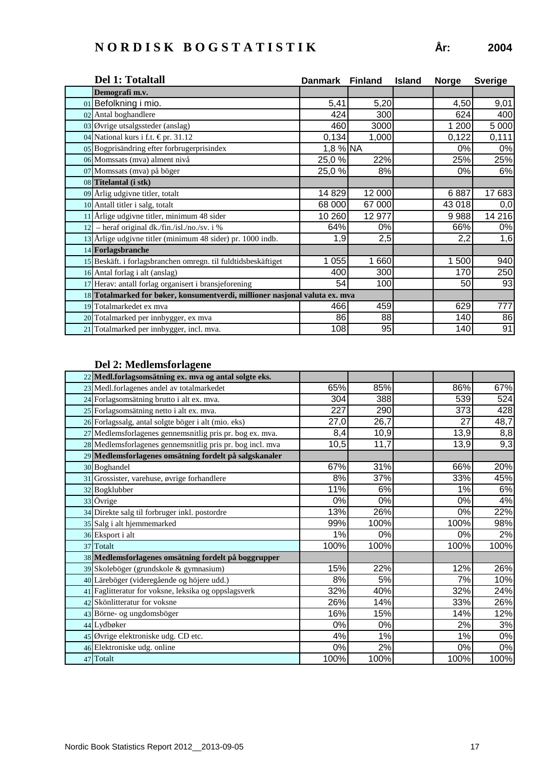# NORDISK BOGSTATISTIK

**År: 2004**

## Del 1: Totaltall

| | | Danmark | Finland | Island | Norge | Sverige |
|---|---|---|---|---|---|---|
| | **Demografi m.v.** | | | | | |
| 01 | Befolkning i mio. | 5,41 | 5,20 | | 4,50 | 9,01 |
| 02 | Antal boghandlere | 424 | 300 | | 624 | 400 |
| 03 | Øvrige utsalgssteder (anslag) | 460 | 3000 | | 1 200 | 5 000 |
| 04 | National kurs i f.t. € pr. 31.12 | 0,134 | 1,000 | | 0,122 | 0,111 |
| 05 | Bogprisändring efter forbrugerprisindex | 1,8 % | NA | | 0% | 0% |
| 06 | Momssats (mva) alment nivå | 25,0 % | 22% | | 25% | 25% |
| 07 | Momssats (mva) på böger | 25,0 % | 8% | | 0% | 6% |
| 08 | **Titelantal (i stk)** | | | | | |
| 09 | Årlig udgivne titler, totalt | 14 829 | 12 000 | | 6 887 | 17 683 |
| 10 | Antall titler i salg, totalt | 68 000 | 67 000 | | 43 018 | 0,0 |
| 11 | Årlige udgivne titler, minimum 48 sider | 10 260 | 12 977 | | 9 988 | 14 216 |
| 12 | – heraf original dk./fin./isl./no./sv. i % | 64% | 0% | | 66% | 0% |
| 13 | Årlige udgivne titler (minimum 48 sider) pr. 1000 indb. | 1,9 | 2,5 | | 2,2 | 1,6 |
| 14 | **Forlagsbranche** | | | | | |
| 15 | Beskäft. i forlagsbranchen omregn. til fuldtidsbeskäftiget | 1 055 | 1 660 | | 1 500 | 940 |
| 16 | Antal forlag i alt (anslag) | 400 | 300 | | 170 | 250 |
| 17 | Herav: antall forlag organisert i bransjeforening | 54 | 100 | | 50 | 93 |
| 18 | **Totalmarked for bøker, konsumentverdi, millioner nasjonal valuta ex. mva** | | | | | |
| 19 | Totalmarkedet ex mva | 466 | 459 | | 629 | 777 |
| 20 | Totalmarked per innbygger, ex mva | 86 | 88 | | 140 | 86 |
| 21 | Totalmarked per innbygger, incl. mva. | 108 | 95 | | 140 | 91 |

## Del 2: Medlemsforlagene

| | | Danmark | Finland | Island | Norge | Sverige |
|---|---|---|---|---|---|---|
| 22 | **Medl.forlagsomsätning ex. mva og antal solgte eks.** | | | | | |
| 23 | Medl.forlagenes andel av totalmarkedet | 65% | 85% | | 86% | 67% |
| 24 | Forlagsomsätning brutto i alt ex. mva. | 304 | 388 | | 539 | 524 |
| 25 | Forlagsomsätning netto i alt ex. mva. | 227 | 290 | | 373 | 428 |
| 26 | Forlagssalg, antal solgte böger i alt (mio. eks) | 27,0 | 26,7 | | 27 | 48,7 |
| 27 | Medlemsforlagenes gennemsnitlig pris pr. bog ex. mva. | 8,4 | 10,9 | | 13,9 | 8,8 |
| 28 | Medlemsforlagenes gennemsnitlig pris pr. bog incl. mva | 10,5 | 11,7 | | 13,9 | 9,3 |
| 29 | **Medlemsforlagenes omsätning fordelt på salgskanaler** | | | | | |
| 30 | Boghandel | 67% | 31% | | 66% | 20% |
| 31 | Grossister, varehuse, øvrige forhandlere | 8% | 37% | | 33% | 45% |
| 32 | Bogklubber | 11% | 6% | | 1% | 6% |
| 33 | Övrige | 0% | 0% | | 0% | 4% |
| 34 | Direkte salg til forbruger inkl. postordre | 13% | 26% | | 0% | 22% |
| 35 | Salg i alt hjemmemarked | 99% | 100% | | 100% | 98% |
| 36 | Eksport i alt | 1% | 0% | | 0% | 2% |
| 37 | Totalt | 100% | 100% | | 100% | 100% |
| 38 | **Medlemsforlagenes omsätning fordelt på boggrupper** | | | | | |
| 39 | Skoleböger (grundskole & gymnasium) | 15% | 22% | | 12% | 26% |
| 40 | Läreböger (videregående og höjere udd.) | 8% | 5% | | 7% | 10% |
| 41 | Faglitteratur for voksne, leksika og oppslagsverk | 32% | 40% | | 32% | 24% |
| 42 | Skönlitteratur for voksne | 26% | 14% | | 33% | 26% |
| 43 | Börne- og ungdomsböger | 16% | 15% | | 14% | 12% |
| 44 | Lydbøker | 0% | 0% | | 2% | 3% |
| 45 | Øvrige elektroniske udg. CD etc. | 4% | 1% | | 1% | 0% |
| 46 | Elektroniske udg. online | 0% | 2% | | 0% | 0% |
| 47 | Totalt | 100% | 100% | | 100% | 100% |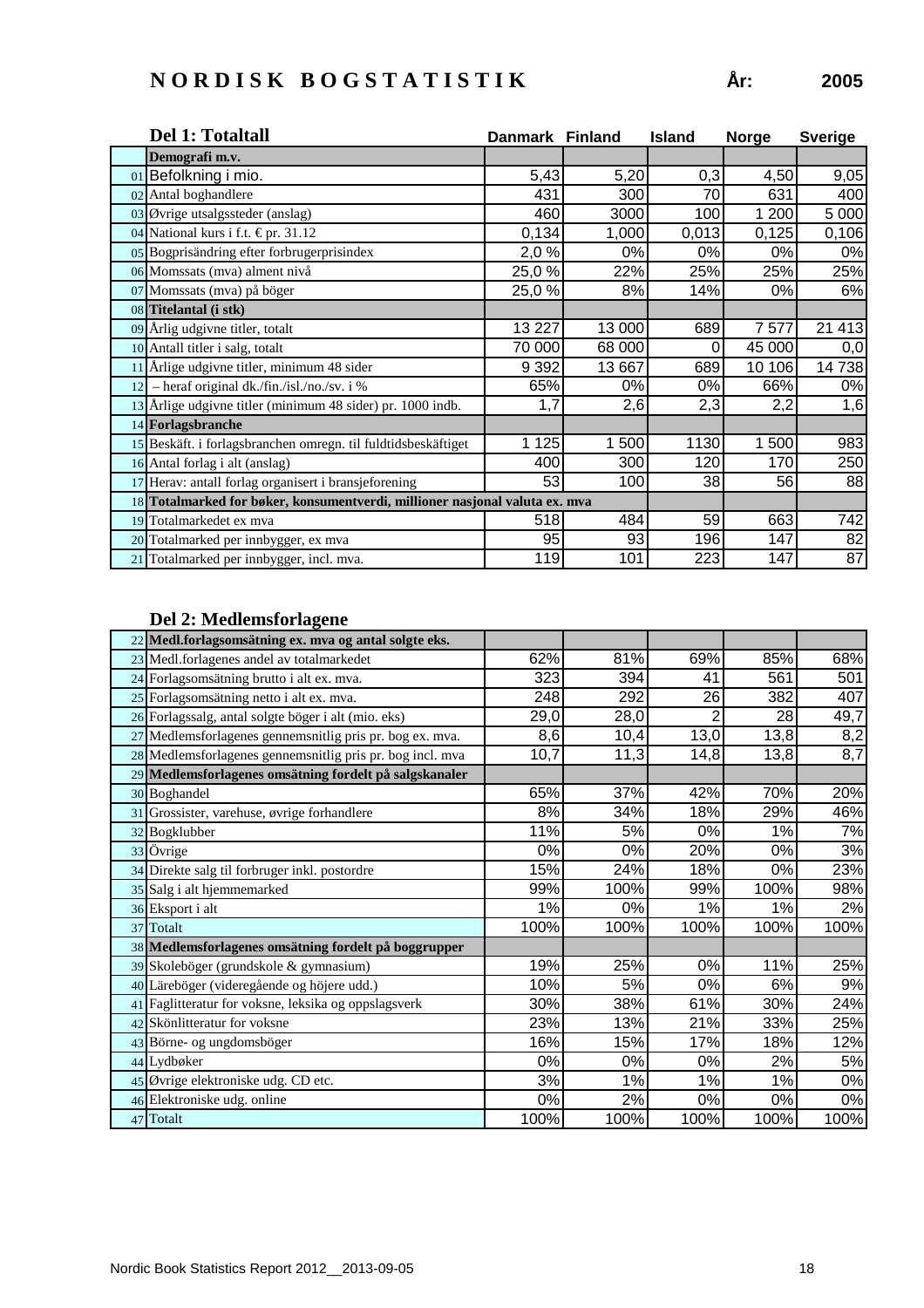# NORDISK BOGSTATISTIK

**År: 2005**

## Del 1: Totaltall

| | | Danmark | Finland | Island | Norge | Sverige |
|---|---|---|---|---|---|---|
| | **Demografi m.v.** | | | | | |
| 01 | Befolkning i mio. | 5,43 | 5,20 | 0,3 | 4,50 | 9,05 |
| 02 | Antal boghandlere | 431 | 300 | 70 | 631 | 400 |
| 03 | Øvrige utsalgssteder (anslag) | 460 | 3000 | 100 | 1 200 | 5 000 |
| 04 | National kurs i f.t. € pr. 31.12 | 0,134 | 1,000 | 0,013 | 0,125 | 0,106 |
| 05 | Bogprisändring efter forbrugerprisindex | 2,0 % | 0% | 0% | 0% | 0% |
| 06 | Momssats (mva) alment nivå | 25,0 % | 22% | 25% | 25% | 25% |
| 07 | Momssats (mva) på böger | 25,0 % | 8% | 14% | 0% | 6% |
| 08 | **Titelantal (i stk)** | | | | | |
| 09 | Årlig udgivne titler, totalt | 13 227 | 13 000 | 689 | 7 577 | 21 413 |
| 10 | Antall titler i salg, totalt | 70 000 | 68 000 | 0 | 45 000 | 0,0 |
| 11 | Årlige udgivne titler, minimum 48 sider | 9 392 | 13 667 | 689 | 10 106 | 14 738 |
| 12 | – heraf original dk./fin./isl./no./sv. i % | 65% | 0% | 0% | 66% | 0% |
| 13 | Årlige udgivne titler (minimum 48 sider) pr. 1000 indb. | 1,7 | 2,6 | 2,3 | 2,2 | 1,6 |
| 14 | **Forlagsbranche** | | | | | |
| 15 | Beskäft. i forlagsbranchen omregn. til fuldtidsbeskäftiget | 1 125 | 1 500 | 1130 | 1 500 | 983 |
| 16 | Antal forlag i alt (anslag) | 400 | 300 | 120 | 170 | 250 |
| 17 | Herav: antall forlag organisert i bransjeforening | 53 | 100 | 38 | 56 | 88 |
| 18 | **Totalmarked for bøker, konsumentverdi, millioner nasjonal valuta ex. mva** | | | | | |
| 19 | Totalmarkedet ex mva | 518 | 484 | 59 | 663 | 742 |
| 20 | Totalmarked per innbygger, ex mva | 95 | 93 | 196 | 147 | 82 |
| 21 | Totalmarked per innbygger, incl. mva. | 119 | 101 | 223 | 147 | 87 |

## Del 2: Medlemsforlagene

| | | Danmark | Finland | Island | Norge | Sverige |
|---|---|---|---|---|---|---|
| 22 | **Medl.forlagsomsätning ex. mva og antal solgte eks.** | | | | | |
| 23 | Medl.forlagenes andel av totalmarkedet | 62% | 81% | 69% | 85% | 68% |
| 24 | Forlagsomsätning brutto i alt ex. mva. | 323 | 394 | 41 | 561 | 501 |
| 25 | Forlagsomsätning netto i alt ex. mva. | 248 | 292 | 26 | 382 | 407 |
| 26 | Forlagssalg, antal solgte böger i alt (mio. eks) | 29,0 | 28,0 | 2 | 28 | 49,7 |
| 27 | Medlemsforlagenes gennemsnitlig pris pr. bog ex. mva. | 8,6 | 10,4 | 13,0 | 13,8 | 8,2 |
| 28 | Medlemsforlagenes gennemsnitlig pris pr. bog incl. mva | 10,7 | 11,3 | 14,8 | 13,8 | 8,7 |
| 29 | **Medlemsforlagenes omsätning fordelt på salgskanaler** | | | | | |
| 30 | Boghandel | 65% | 37% | 42% | 70% | 20% |
| 31 | Grossister, varehuse, øvrige forhandlere | 8% | 34% | 18% | 29% | 46% |
| 32 | Bogklubber | 11% | 5% | 0% | 1% | 7% |
| 33 | Övrige | 0% | 0% | 20% | 0% | 3% |
| 34 | Direkte salg til forbruger inkl. postordre | 15% | 24% | 18% | 0% | 23% |
| 35 | Salg i alt hjemmemarked | 99% | 100% | 99% | 100% | 98% |
| 36 | Eksport i alt | 1% | 0% | 1% | 1% | 2% |
| 37 | Totalt | 100% | 100% | 100% | 100% | 100% |
| 38 | **Medlemsforlagenes omsätning fordelt på boggrupper** | | | | | |
| 39 | Skoleböger (grundskole & gymnasium) | 19% | 25% | 0% | 11% | 25% |
| 40 | Läreböger (videregående og höjere udd.) | 10% | 5% | 0% | 6% | 9% |
| 41 | Faglitteratur for voksne, leksika og oppslagsverk | 30% | 38% | 61% | 30% | 24% |
| 42 | Skönlitteratur for voksne | 23% | 13% | 21% | 33% | 25% |
| 43 | Börne- og ungdomsböger | 16% | 15% | 17% | 18% | 12% |
| 44 | Lydbøker | 0% | 0% | 0% | 2% | 5% |
| 45 | Øvrige elektroniske udg. CD etc. | 3% | 1% | 1% | 1% | 0% |
| 46 | Elektroniske udg. online | 0% | 2% | 0% | 0% | 0% |
| 47 | Totalt | 100% | 100% | 100% | 100% | 100% |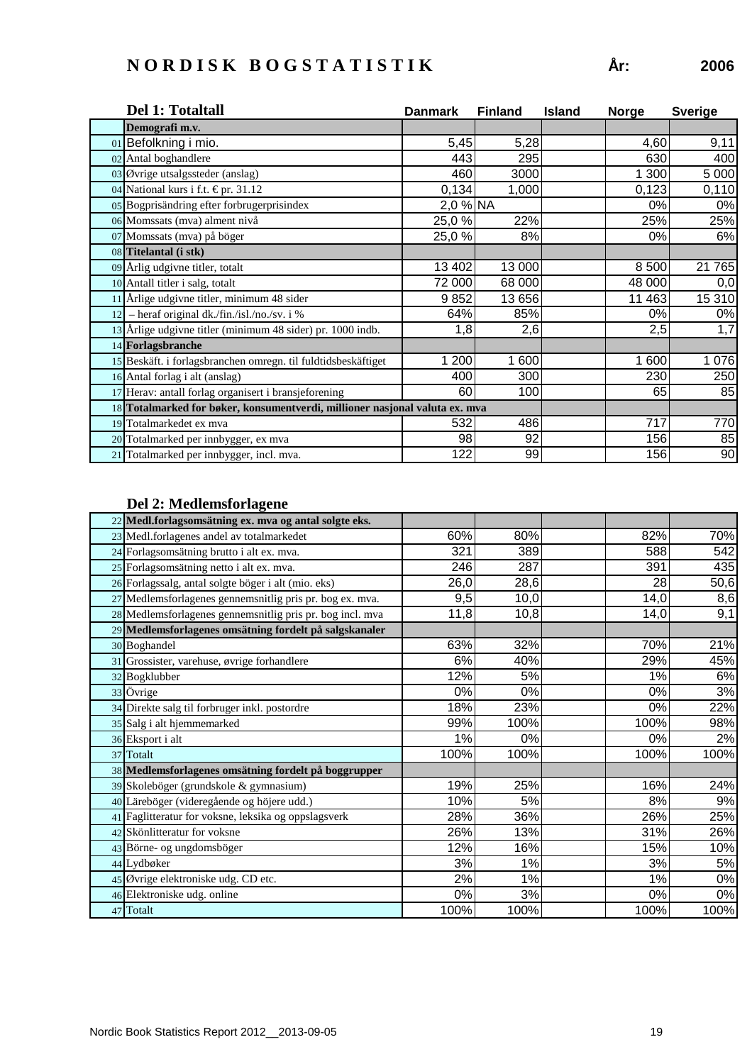# N O R D I S K   B O G S T A T I S T I K

**År: 2006**

## Del 1: Totaltall

| | | Danmark | Finland | Island | Norge | Sverige |
|---|---|---|---|---|---|---|
| | **Demografi m.v.** | | | | | |
| 01 | Befolkning i mio. | 5,45 | 5,28 | | 4,60 | 9,11 |
| 02 | Antal boghandlere | 443 | 295 | | 630 | 400 |
| 03 | Øvrige utsalgssteder (anslag) | 460 | 3000 | | 1 300 | 5 000 |
| 04 | National kurs i f.t. € pr. 31.12 | 0,134 | 1,000 | | 0,123 | 0,110 |
| 05 | Bogprisändring efter forbrugerprisindex | 2,0 % | NA | | 0% | 0% |
| 06 | Momssats (mva) alment nivå | 25,0 % | 22% | | 25% | 25% |
| 07 | Momssats (mva) på böger | 25,0 % | 8% | | 0% | 6% |
| 08 | **Titelantal (i stk)** | | | | | |
| 09 | Årlig udgivne titler, totalt | 13 402 | 13 000 | | 8 500 | 21 765 |
| 10 | Antall titler i salg, totalt | 72 000 | 68 000 | | 48 000 | 0,0 |
| 11 | Årlige udgivne titler, minimum 48 sider | 9 852 | 13 656 | | 11 463 | 15 310 |
| 12 | – heraf original dk./fin./isl./no./sv. i % | 64% | 85% | | 0% | 0% |
| 13 | Årlige udgivne titler (minimum 48 sider) pr. 1000 indb. | 1,8 | 2,6 | | 2,5 | 1,7 |
| 14 | **Forlagsbranche** | | | | | |
| 15 | Beskäft. i forlagsbranchen omregn. til fuldtidsbeskäftiget | 1 200 | 1 600 | | 1 600 | 1 076 |
| 16 | Antal forlag i alt (anslag) | 400 | 300 | | 230 | 250 |
| 17 | Herav: antall forlag organisert i bransjeforening | 60 | 100 | | 65 | 85 |
| 18 | **Totalmarked for bøker, konsumentverdi, millioner nasjonal valuta ex. mva** | | | | | |
| 19 | Totalmarkedet ex mva | 532 | 486 | | 717 | 770 |
| 20 | Totalmarked per innbygger, ex mva | 98 | 92 | | 156 | 85 |
| 21 | Totalmarked per innbygger, incl. mva. | 122 | 99 | | 156 | 90 |

## Del 2: Medlemsforlagene

| | | Danmark | Finland | Island | Norge | Sverige |
|---|---|---|---|---|---|---|
| 22 | **Medl.forlagsomsätning ex. mva og antal solgte eks.** | | | | | |
| 23 | Medl.forlagenes andel av totalmarkedet | 60% | 80% | | 82% | 70% |
| 24 | Forlagsomsätning brutto i alt ex. mva. | 321 | 389 | | 588 | 542 |
| 25 | Forlagsomsätning netto i alt ex. mva. | 246 | 287 | | 391 | 435 |
| 26 | Forlagssalg, antal solgte böger i alt (mio. eks) | 26,0 | 28,6 | | 28 | 50,6 |
| 27 | Medlemsforlagenes gennemsnitlig pris pr. bog ex. mva. | 9,5 | 10,0 | | 14,0 | 8,6 |
| 28 | Medlemsforlagenes gennemsnitlig pris pr. bog incl. mva | 11,8 | 10,8 | | 14,0 | 9,1 |
| 29 | **Medlemsforlagenes omsätning fordelt på salgskanaler** | | | | | |
| 30 | Boghandel | 63% | 32% | | 70% | 21% |
| 31 | Grossister, varehuse, øvrige forhandlere | 6% | 40% | | 29% | 45% |
| 32 | Bogklubber | 12% | 5% | | 1% | 6% |
| 33 | Övrige | 0% | 0% | | 0% | 3% |
| 34 | Direkte salg til forbruger inkl. postordre | 18% | 23% | | 0% | 22% |
| 35 | Salg i alt hjemmemarked | 99% | 100% | | 100% | 98% |
| 36 | Eksport i alt | 1% | 0% | | 0% | 2% |
| 37 | Totalt | 100% | 100% | | 100% | 100% |
| 38 | **Medlemsforlagenes omsätning fordelt på boggrupper** | | | | | |
| 39 | Skoleböger (grundskole & gymnasium) | 19% | 25% | | 16% | 24% |
| 40 | Läreböger (videregående og höjere udd.) | 10% | 5% | | 8% | 9% |
| 41 | Faglitteratur for voksne, leksika og oppslagsverk | 28% | 36% | | 26% | 25% |
| 42 | Skönlitteratur for voksne | 26% | 13% | | 31% | 26% |
| 43 | Börne- og ungdomsböger | 12% | 16% | | 15% | 10% |
| 44 | Lydbøker | 3% | 1% | | 3% | 5% |
| 45 | Øvrige elektroniske udg. CD etc. | 2% | 1% | | 1% | 0% |
| 46 | Elektroniske udg. online | 0% | 3% | | 0% | 0% |
| 47 | Totalt | 100% | 100% | | 100% | 100% |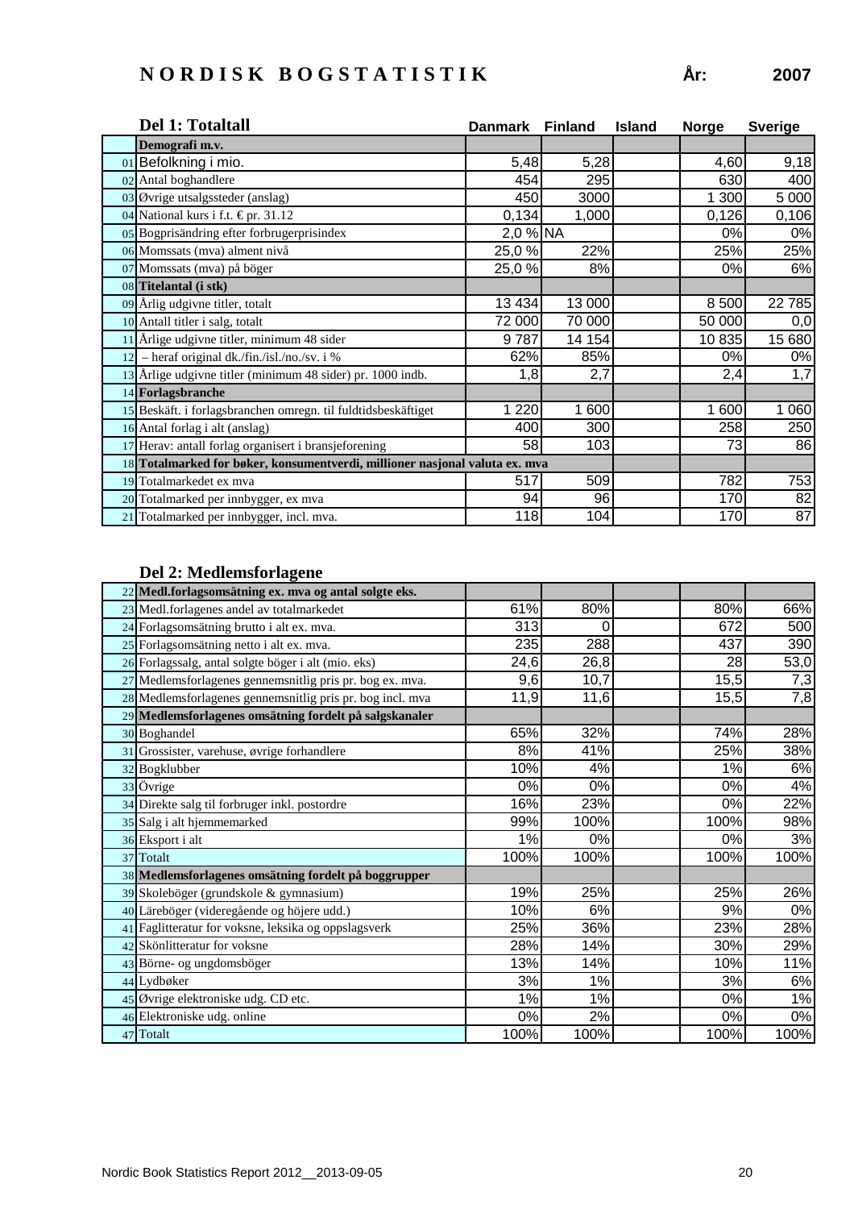# NORDISK BOGSTATISTIK

**År: 2007**

## Del 1: Totaltall

| | | Danmark | Finland | Island | Norge | Sverige |
|---|---|---|---|---|---|---|
| | **Demografi m.v.** | | | | | |
| 01 | Befolkning i mio. | 5,48 | 5,28 | | 4,60 | 9,18 |
| 02 | Antal boghandlere | 454 | 295 | | 630 | 400 |
| 03 | Øvrige utsalgssteder (anslag) | 450 | 3000 | | 1 300 | 5 000 |
| 04 | National kurs i f.t. € pr. 31.12 | 0,134 | 1,000 | | 0,126 | 0,106 |
| 05 | Bogprisändring efter forbrugerprisindex | 2,0 % | NA | | 0% | 0% |
| 06 | Momssats (mva) alment nivå | 25,0 % | 22% | | 25% | 25% |
| 07 | Momssats (mva) på böger | 25,0 % | 8% | | 0% | 6% |
| 08 | **Titelantal (i stk)** | | | | | |
| 09 | Årlig udgivne titler, totalt | 13 434 | 13 000 | | 8 500 | 22 785 |
| 10 | Antall titler i salg, totalt | 72 000 | 70 000 | | 50 000 | 0,0 |
| 11 | Årlige udgivne titler, minimum 48 sider | 9 787 | 14 154 | | 10 835 | 15 680 |
| 12 | – heraf original dk./fin./isl./no./sv. i % | 62% | 85% | | 0% | 0% |
| 13 | Årlige udgivne titler (minimum 48 sider) pr. 1000 indb. | 1,8 | 2,7 | | 2,4 | 1,7 |
| 14 | **Forlagsbranche** | | | | | |
| 15 | Beskäft. i forlagsbranchen omregn. til fuldtidsbeskäftiget | 1 220 | 1 600 | | 1 600 | 1 060 |
| 16 | Antal forlag i alt (anslag) | 400 | 300 | | 258 | 250 |
| 17 | Herav: antall forlag organisert i bransjeforening | 58 | 103 | | 73 | 86 |
| 18 | **Totalmarked for bøker, konsumentverdi, millioner nasjonal valuta ex. mva** | | | | | |
| 19 | Totalmarkedet ex mva | 517 | 509 | | 782 | 753 |
| 20 | Totalmarked per innbygger, ex mva | 94 | 96 | | 170 | 82 |
| 21 | Totalmarked per innbygger, incl. mva. | 118 | 104 | | 170 | 87 |

## Del 2: Medlemsforlagene

| | | Danmark | Finland | Island | Norge | Sverige |
|---|---|---|---|---|---|---|
| 22 | **Medl.forlagsomsätning ex. mva og antal solgte eks.** | | | | | |
| 23 | Medl.forlagenes andel av totalmarkedet | 61% | 80% | | 80% | 66% |
| 24 | Forlagsomsätning brutto i alt ex. mva. | 313 | 0 | | 672 | 500 |
| 25 | Forlagsomsätning netto i alt ex. mva. | 235 | 288 | | 437 | 390 |
| 26 | Forlagssalg, antal solgte böger i alt (mio. eks) | 24,6 | 26,8 | | 28 | 53,0 |
| 27 | Medlemsforlagenes gennemsnitlig pris pr. bog ex. mva. | 9,6 | 10,7 | | 15,5 | 7,3 |
| 28 | Medlemsforlagenes gennemsnitlig pris pr. bog incl. mva | 11,9 | 11,6 | | 15,5 | 7,8 |
| 29 | **Medlemsforlagenes omsätning fordelt på salgskanaler** | | | | | |
| 30 | Boghandel | 65% | 32% | | 74% | 28% |
| 31 | Grossister, varehuse, øvrige forhandlere | 8% | 41% | | 25% | 38% |
| 32 | Bogklubber | 10% | 4% | | 1% | 6% |
| 33 | Övrige | 0% | 0% | | 0% | 4% |
| 34 | Direkte salg til forbruger inkl. postordre | 16% | 23% | | 0% | 22% |
| 35 | Salg i alt hjemmemarked | 99% | 100% | | 100% | 98% |
| 36 | Eksport i alt | 1% | 0% | | 0% | 3% |
| 37 | Totalt | 100% | 100% | | 100% | 100% |
| 38 | **Medlemsforlagenes omsätning fordelt på boggrupper** | | | | | |
| 39 | Skoleböger (grundskole & gymnasium) | 19% | 25% | | 25% | 26% |
| 40 | Läreböger (videregående og höjere udd.) | 10% | 6% | | 9% | 0% |
| 41 | Faglitteratur for voksne, leksika og oppslagsverk | 25% | 36% | | 23% | 28% |
| 42 | Skönlitteratur for voksne | 28% | 14% | | 30% | 29% |
| 43 | Börne- og ungdomsböger | 13% | 14% | | 10% | 11% |
| 44 | Lydbøker | 3% | 1% | | 3% | 6% |
| 45 | Øvrige elektroniske udg. CD etc. | 1% | 1% | | 0% | 1% |
| 46 | Elektroniske udg. online | 0% | 2% | | 0% | 0% |
| 47 | Totalt | 100% | 100% | | 100% | 100% |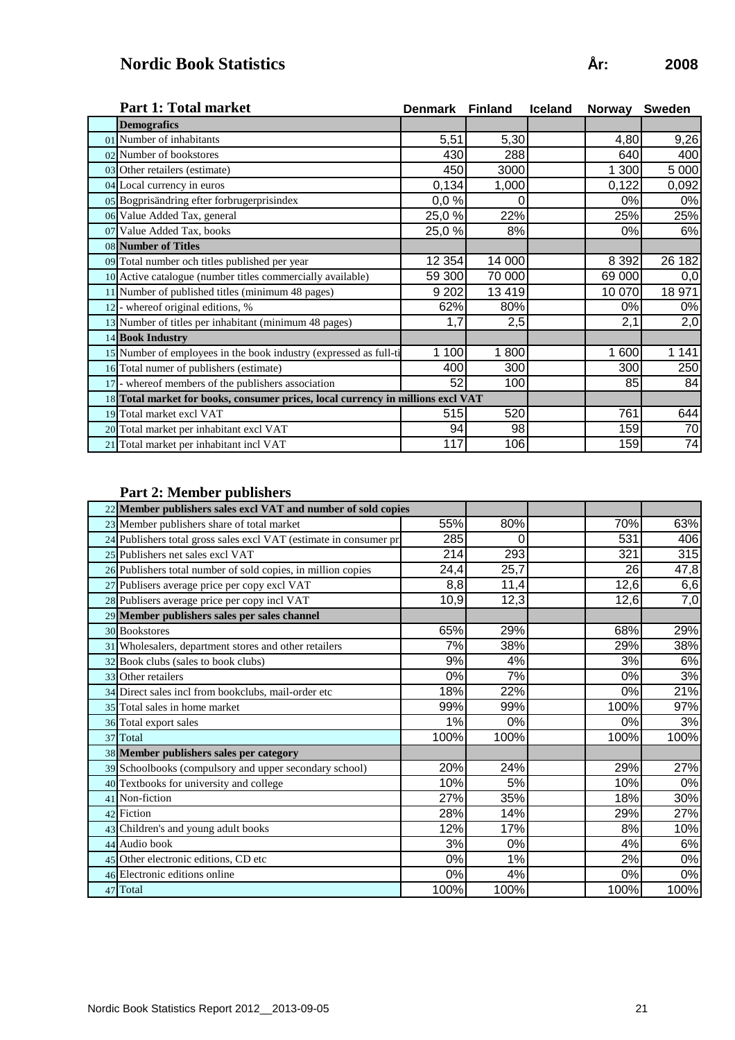# Nordic Book Statistics

**År: 2008**

## Part 1: Total market

| | Part 1: Total market | Denmark | Finland | Iceland | Norway | Sweden |
|---|---|---|---|---|---|---|
| | **Demografics** | | | | | |
| 01 | Number of inhabitants | 5,51 | 5,30 | | 4,80 | 9,26 |
| 02 | Number of bookstores | 430 | 288 | | 640 | 400 |
| 03 | Other retailers (estimate) | 450 | 3000 | | 1 300 | 5 000 |
| 04 | Local currency in euros | 0,134 | 1,000 | | 0,122 | 0,092 |
| 05 | Bogprisändring efter forbrugerprisindex | 0,0 % | 0 | | 0% | 0% |
| 06 | Value Added Tax, general | 25,0 % | 22% | | 25% | 25% |
| 07 | Value Added Tax, books | 25,0 % | 8% | | 0% | 6% |
| 08 | **Number of Titles** | | | | | |
| 09 | Total number och titles published per year | 12 354 | 14 000 | | 8 392 | 26 182 |
| 10 | Active catalogue (number titles commercially available) | 59 300 | 70 000 | | 69 000 | 0,0 |
| 11 | Number of published titles (minimum 48 pages) | 9 202 | 13 419 | | 10 070 | 18 971 |
| 12 | - whereof original editions, % | 62% | 80% | | 0% | 0% |
| 13 | Number of titles per inhabitant (minimum 48 pages) | 1,7 | 2,5 | | 2,1 | 2,0 |
| 14 | **Book Industry** | | | | | |
| 15 | Number of employees in the book industry (expressed as full-ti | 1 100 | 1 800 | | 1 600 | 1 141 |
| 16 | Total numer of publishers (estimate) | 400 | 300 | | 300 | 250 |
| 17 | - whereof members of the publishers association | 52 | 100 | | 85 | 84 |
| 18 | **Total market for books, consumer prices, local currency in millions excl VAT** | | | | | |
| 19 | Total market excl VAT | 515 | 520 | | 761 | 644 |
| 20 | Total market per inhabitant excl VAT | 94 | 98 | | 159 | 70 |
| 21 | Total market per inhabitant incl VAT | 117 | 106 | | 159 | 74 |

## Part 2: Member publishers

| | Part 2: Member publishers | Denmark | Finland | Iceland | Norway | Sweden |
|---|---|---|---|---|---|---|
| 22 | **Member publishers sales excl VAT and number of sold copies** | | | | | |
| 23 | Member publishers share of total market | 55% | 80% | | 70% | 63% |
| 24 | Publishers total gross sales excl VAT (estimate in consumer pr | 285 | 0 | | 531 | 406 |
| 25 | Publishers net sales excl VAT | 214 | 293 | | 321 | 315 |
| 26 | Publishers total number of sold copies, in million copies | 24,4 | 25,7 | | 26 | 47,8 |
| 27 | Publisers average price per copy excl VAT | 8,8 | 11,4 | | 12,6 | 6,6 |
| 28 | Publisers average price per copy incl VAT | 10,9 | 12,3 | | 12,6 | 7,0 |
| 29 | **Member publishers sales per sales channel** | | | | | |
| 30 | Bookstores | 65% | 29% | | 68% | 29% |
| 31 | Wholesalers, department stores and other retailers | 7% | 38% | | 29% | 38% |
| 32 | Book clubs (sales to book clubs) | 9% | 4% | | 3% | 6% |
| 33 | Other retailers | 0% | 7% | | 0% | 3% |
| 34 | Direct sales incl from bookclubs, mail-order etc | 18% | 22% | | 0% | 21% |
| 35 | Total sales in home market | 99% | 99% | | 100% | 97% |
| 36 | Total export sales | 1% | 0% | | 0% | 3% |
| 37 | Total | 100% | 100% | | 100% | 100% |
| 38 | **Member publishers sales per category** | | | | | |
| 39 | Schoolbooks (compulsory and upper secondary school) | 20% | 24% | | 29% | 27% |
| 40 | Textbooks for university and college | 10% | 5% | | 10% | 0% |
| 41 | Non-fiction | 27% | 35% | | 18% | 30% |
| 42 | Fiction | 28% | 14% | | 29% | 27% |
| 43 | Children's and young adult books | 12% | 17% | | 8% | 10% |
| 44 | Audio book | 3% | 0% | | 4% | 6% |
| 45 | Other electronic editions, CD etc | 0% | 1% | | 2% | 0% |
| 46 | Electronic editions online | 0% | 4% | | 0% | 0% |
| 47 | Total | 100% | 100% | | 100% | 100% |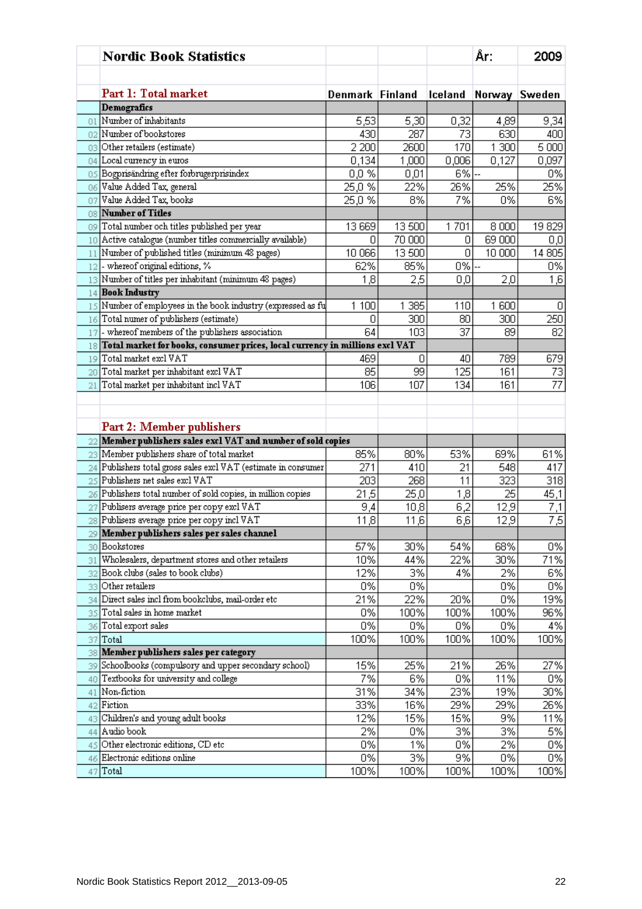# Nordic Book Statistics

År: 2009

## Part 1: Total market

| | | Denmark | Finland | Iceland | Norway | Sweden |
|---|---|---|---|---|---|---|
| | **Demografics** | | | | | |
| 01 | Number of inhabitants | 5,53 | 5,30 | 0,32 | 4,89 | 9,34 |
| 02 | Number of bookstores | 430 | 287 | 73 | 630 | 400 |
| 03 | Other retailers (estimate) | 2 200 | 2600 | 170 | 1 300 | 5 000 |
| 04 | Local currency in euros | 0,134 | 1,000 | 0,006 | 0,127 | 0,097 |
| 05 | Bogprisändring efter forbrugerprisindex | 0,0 % | 0,01 | 6% | -- | 0% |
| 06 | Value Added Tax, general | 25,0 % | 22% | 26% | 25% | 25% |
| 07 | Value Added Tax, books | 25,0 % | 8% | 7% | 0% | 6% |
| 08 | **Number of Titles** | | | | | |
| 09 | Total number och titles published per year | 13 669 | 13 500 | 1 701 | 8 000 | 19 829 |
| 10 | Active catalogue (number titles commercially available) | 0 | 70 000 | 0 | 69 000 | 0,0 |
| 11 | Number of published titles (minimum 48 pages) | 10 066 | 13 500 | 0 | 10 000 | 14 805 |
| 12 | - whereof original editions, % | 62% | 85% | 0% | -- | 0% |
| 13 | Number of titles per inhabitant (minimum 48 pages) | 1,8 | 2,5 | 0,0 | 2,0 | 1,6 |
| 14 | **Book Industry** | | | | | |
| 15 | Number of employees in the book industry (expressed as fu | 1 100 | 1 385 | 110 | 1 600 | 0 |
| 16 | Total numer of publishers (estimate) | 0 | 300 | 80 | 300 | 250 |
| 17 | - whereof members of the publishers association | 64 | 103 | 37 | 89 | 82 |
| 18 | **Total market for books, consumer prices, local currency in millions excl VAT** | | | | | |
| 19 | Total market excl VAT | 469 | 0 | 40 | 789 | 679 |
| 20 | Total market per inhabitant excl VAT | 85 | 99 | 125 | 161 | 73 |
| 21 | Total market per inhabitant incl VAT | 106 | 107 | 134 | 161 | 77 |

## Part 2: Member publishers

| | | Denmark | Finland | Iceland | Norway | Sweden |
|---|---|---|---|---|---|---|
| 22 | **Member publishers sales excl VAT and number of sold copies** | | | | | |
| 23 | Member publishers share of total market | 85% | 80% | 53% | 69% | 61% |
| 24 | Publishers total gross sales excl VAT (estimate in consumer | 271 | 410 | 21 | 548 | 417 |
| 25 | Publishers net sales excl VAT | 203 | 268 | 11 | 323 | 318 |
| 26 | Publishers total number of sold copies, in million copies | 21,5 | 25,0 | 1,8 | 25 | 45,1 |
| 27 | Publisers average price per copy excl VAT | 9,4 | 10,8 | 6,2 | 12,9 | 7,1 |
| 28 | Publisers average price per copy incl VAT | 11,8 | 11,6 | 6,6 | 12,9 | 7,5 |
| 29 | **Member publishers sales per sales channel** | | | | | |
| 30 | Bookstores | 57% | 30% | 54% | 68% | 0% |
| 31 | Wholesalers, department stores and other retailers | 10% | 44% | 22% | 30% | 71% |
| 32 | Book clubs (sales to book clubs) | 12% | 3% | 4% | 2% | 6% |
| 33 | Other retailers | 0% | 0% | | 0% | 0% |
| 34 | Direct sales incl from bookclubs, mail-order etc | 21% | 22% | 20% | 0% | 19% |
| 35 | Total sales in home market | 0% | 100% | 100% | 100% | 96% |
| 36 | Total export sales | 0% | 0% | 0% | 0% | 4% |
| 37 | Total | 100% | 100% | 100% | 100% | 100% |
| 38 | **Member publishers sales per category** | | | | | |
| 39 | Schoolbooks (compulsory and upper secondary school) | 15% | 25% | 21% | 26% | 27% |
| 40 | Textbooks for university and college | 7% | 6% | 0% | 11% | 0% |
| 41 | Non-fiction | 31% | 34% | 23% | 19% | 30% |
| 42 | Fiction | 33% | 16% | 29% | 29% | 26% |
| 43 | Children's and young adult books | 12% | 15% | 15% | 9% | 11% |
| 44 | Audio book | 2% | 0% | 3% | 3% | 5% |
| 45 | Other electronic editions, CD etc | 0% | 1% | 0% | 2% | 0% |
| 46 | Electronic editions online | 0% | 3% | 9% | 0% | 0% |
| 47 | Total | 100% | 100% | 100% | 100% | 100% |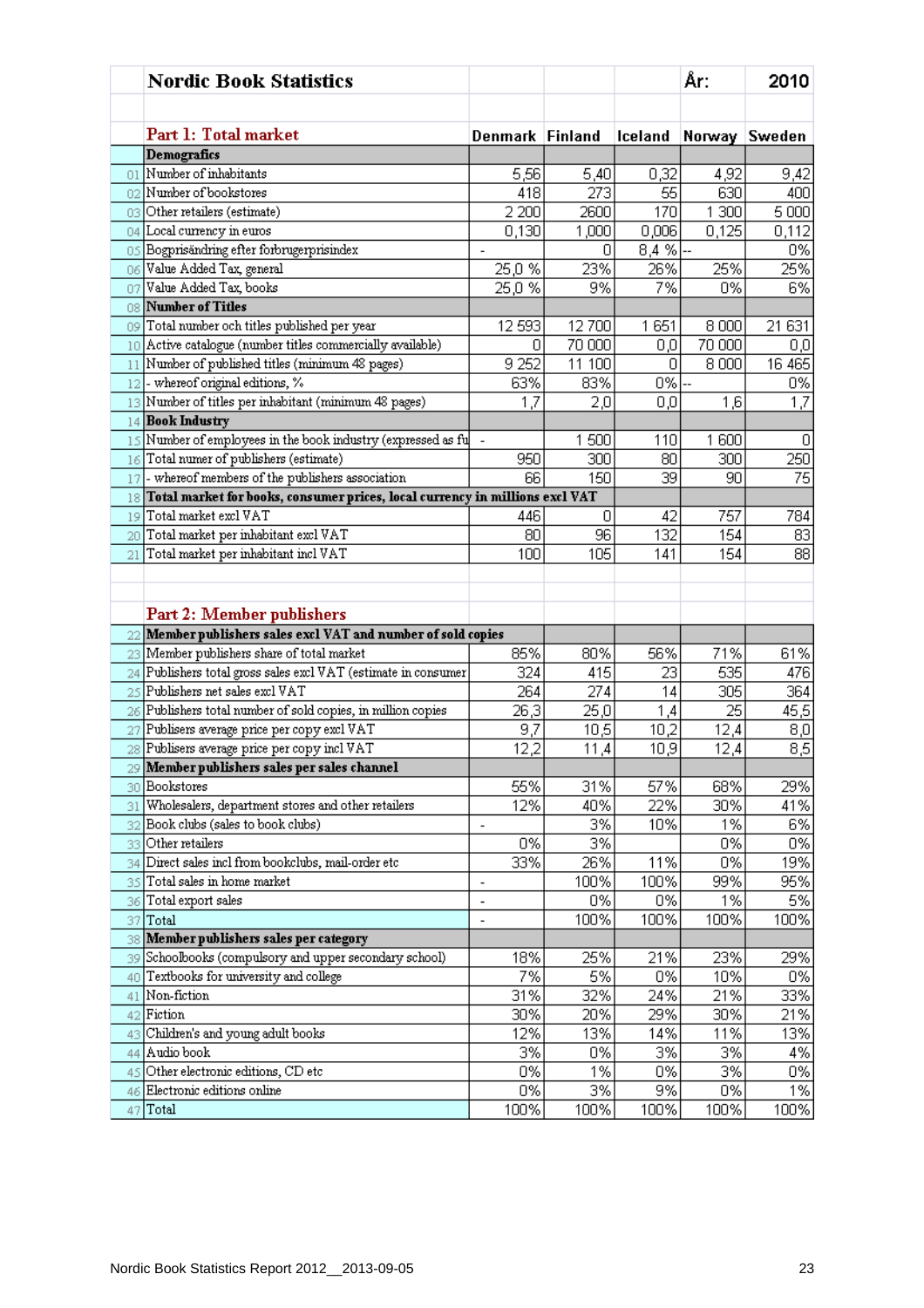# Nordic Book Statistics

År: 2010

| | Part 1: Total market | Denmark | Finland | Iceland | Norway | Sweden |
|---|---|---|---|---|---|---|
| | **Demografics** | | | | | |
| 01 | Number of inhabitants | 5,56 | 5,40 | 0,32 | 4,92 | 9,42 |
| 02 | Number of bookstores | 418 | 273 | 55 | 630 | 400 |
| 03 | Other retailers (estimate) | 2 200 | 2600 | 170 | 1 300 | 5 000 |
| 04 | Local currency in euros | 0,130 | 1,000 | 0,006 | 0,125 | 0,112 |
| 05 | Bogprisändring efter forbrugerprisindex | - | 0 | 8,4 % | -- | 0% |
| 06 | Value Added Tax, general | 25,0 % | 23% | 26% | 25% | 25% |
| 07 | Value Added Tax, books | 25,0 % | 9% | 7% | 0% | 6% |
| 08 | **Number of Titles** | | | | | |
| 09 | Total number och titles published per year | 12 593 | 12 700 | 1 651 | 8 000 | 21 631 |
| 10 | Active catalogue (number titles commercially available) | 0 | 70 000 | 0,0 | 70 000 | 0,0 |
| 11 | Number of published titles (minimum 48 pages) | 9 252 | 11 100 | 0 | 8 000 | 16 465 |
| 12 | - whereof original editions, % | 63% | 83% | 0% | -- | 0% |
| 13 | Number of titles per inhabitant (minimum 48 pages) | 1,7 | 2,0 | 0,0 | 1,6 | 1,7 |
| 14 | **Book Industry** | | | | | |
| 15 | Number of employees in the book industry (expressed as fu | - | 1 500 | 110 | 1 600 | 0 |
| 16 | Total numer of publishers (estimate) | 950 | 300 | 80 | 300 | 250 |
| 17 | - whereof members of the publishers association | 66 | 150 | 39 | 90 | 75 |
| 18 | **Total market for books, consumer prices, local currency in millions excl VAT** | | | | | |
| 19 | Total market excl VAT | 446 | 0 | 42 | 757 | 784 |
| 20 | Total market per inhabitant excl VAT | 80 | 96 | 132 | 154 | 83 |
| 21 | Total market per inhabitant incl VAT | 100 | 105 | 141 | 154 | 88 |

| | Part 2: Member publishers | Denmark | Finland | Iceland | Norway | Sweden |
|---|---|---|---|---|---|---|
| 22 | **Member publishers sales excl VAT and number of sold copies** | | | | | |
| 23 | Member publishers share of total market | 85% | 80% | 56% | 71% | 61% |
| 24 | Publishers total gross sales excl VAT (estimate in consumer | 324 | 415 | 23 | 535 | 476 |
| 25 | Publishers net sales excl VAT | 264 | 274 | 14 | 305 | 364 |
| 26 | Publishers total number of sold copies, in million copies | 26,3 | 25,0 | 1,4 | 25 | 45,5 |
| 27 | Publisers average price per copy excl VAT | 9,7 | 10,5 | 10,2 | 12,4 | 8,0 |
| 28 | Publisers average price per copy incl VAT | 12,2 | 11,4 | 10,9 | 12,4 | 8,5 |
| 29 | **Member publishers sales per sales channel** | | | | | |
| 30 | Bookstores | 55% | 31% | 57% | 68% | 29% |
| 31 | Wholesalers, department stores and other retailers | 12% | 40% | 22% | 30% | 41% |
| 32 | Book clubs (sales to book clubs) | - | 3% | 10% | 1% | 6% |
| 33 | Other retailers | 0% | 3% | | 0% | 0% |
| 34 | Direct sales incl from bookclubs, mail-order etc | 33% | 26% | 11% | 0% | 19% |
| 35 | Total sales in home market | - | 100% | 100% | 99% | 95% |
| 36 | Total export sales | - | 0% | 0% | 1% | 5% |
| 37 | Total | - | 100% | 100% | 100% | 100% |
| 38 | **Member publishers sales per category** | | | | | |
| 39 | Schoolbooks (compulsory and upper secondary school) | 18% | 25% | 21% | 23% | 29% |
| 40 | Textbooks for university and college | 7% | 5% | 0% | 10% | 0% |
| 41 | Non-fiction | 31% | 32% | 24% | 21% | 33% |
| 42 | Fiction | 30% | 20% | 29% | 30% | 21% |
| 43 | Children's and young adult books | 12% | 13% | 14% | 11% | 13% |
| 44 | Audio book | 3% | 0% | 3% | 3% | 4% |
| 45 | Other electronic editions, CD etc | 0% | 1% | 0% | 3% | 0% |
| 46 | Electronic editions online | 0% | 3% | 9% | 0% | 1% |
| 47 | Total | 100% | 100% | 100% | 100% | 100% |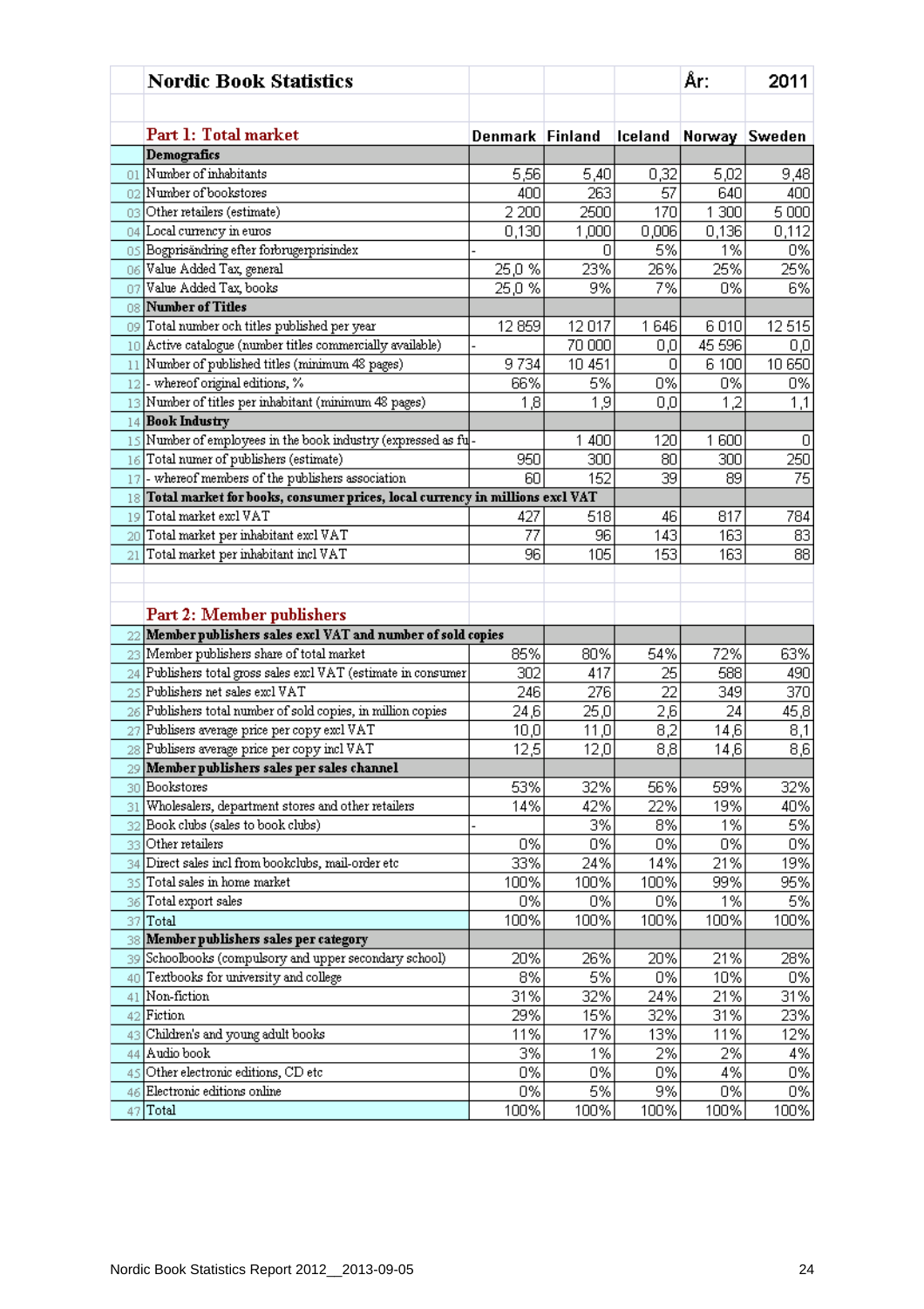# Nordic Book Statistics

| | | Denmark | Finland | Iceland | Norway | Sweden |
|---|---|---|---|---|---|---|
| | **Nordic Book Statistics** | | | | År: | 2011 |
| | **Part 1: Total market** | **Denmark** | **Finland** | **Iceland** | **Norway** | **Sweden** |
| | **Demografics** | | | | | |
| 01 | Number of inhabitants | 5,56 | 5,40 | 0,32 | 5,02 | 9,48 |
| 02 | Number of bookstores | 400 | 263 | 57 | 640 | 400 |
| 03 | Other retailers (estimate) | 2 200 | 2500 | 170 | 1 300 | 5 000 |
| 04 | Local currency in euros | 0,130 | 1,000 | 0,006 | 0,136 | 0,112 |
| 05 | Bogprisändring efter forbrugerprisindex | - | 0 | 5% | 1% | 0% |
| 06 | Value Added Tax, general | 25,0 % | 23% | 26% | 25% | 25% |
| 07 | Value Added Tax, books | 25,0 % | 9% | 7% | 0% | 6% |
| 08 | **Number of Titles** | | | | | |
| 09 | Total number och titles published per year | 12 859 | 12 017 | 1 646 | 6 010 | 12 515 |
| 10 | Active catalogue (number titles commercially available) | - | 70 000 | 0,0 | 45 596 | 0,0 |
| 11 | Number of published titles (minimum 48 pages) | 9 734 | 10 451 | 0 | 6 100 | 10 650 |
| 12 | - whereof original editions, % | 66% | 5% | 0% | 0% | 0% |
| 13 | Number of titles per inhabitant (minimum 48 pages) | 1,8 | 1,9 | 0,0 | 1,2 | 1,1 |
| 14 | **Book Industry** | | | | | |
| 15 | Number of employees in the book industry (expressed as fu | - | 1 400 | 120 | 1 600 | 0 |
| 16 | Total numer of publishers (estimate) | 950 | 300 | 80 | 300 | 250 |
| 17 | - whereof members of the publishers association | 60 | 152 | 39 | 89 | 75 |
| 18 | **Total market for books, consumer prices, local currency in millions excl VAT** | | | | | |
| 19 | Total market excl VAT | 427 | 518 | 46 | 817 | 784 |
| 20 | Total market per inhabitant excl VAT | 77 | 96 | 143 | 163 | 83 |
| 21 | Total market per inhabitant incl VAT | 96 | 105 | 153 | 163 | 88 |
| | **Part 2: Member publishers** | | | | | |
| 22 | **Member publishers sales excl VAT and number of sold copies** | | | | | |
| 23 | Member publishers share of total market | 85% | 80% | 54% | 72% | 63% |
| 24 | Publishers total gross sales excl VAT (estimate in consumer | 302 | 417 | 25 | 588 | 490 |
| 25 | Publishers net sales excl VAT | 246 | 276 | 22 | 349 | 370 |
| 26 | Publishers total number of sold copies, in million copies | 24,6 | 25,0 | 2,6 | 24 | 45,8 |
| 27 | Publisers average price per copy excl VAT | 10,0 | 11,0 | 8,2 | 14,6 | 8,1 |
| 28 | Publisers average price per copy incl VAT | 12,5 | 12,0 | 8,8 | 14,6 | 8,6 |
| 29 | **Member publishers sales per sales channel** | | | | | |
| 30 | Bookstores | 53% | 32% | 56% | 59% | 32% |
| 31 | Wholesalers, department stores and other retailers | 14% | 42% | 22% | 19% | 40% |
| 32 | Book clubs (sales to book clubs) | - | 3% | 8% | 1% | 5% |
| 33 | Other retailers | 0% | 0% | 0% | 0% | 0% |
| 34 | Direct sales incl from bookclubs, mail-order etc | 33% | 24% | 14% | 21% | 19% |
| 35 | Total sales in home market | 100% | 100% | 100% | 99% | 95% |
| 36 | Total export sales | 0% | 0% | 0% | 1% | 5% |
| 37 | Total | 100% | 100% | 100% | 100% | 100% |
| 38 | **Member publishers sales per category** | | | | | |
| 39 | Schoolbooks (compulsory and upper secondary school) | 20% | 26% | 20% | 21% | 28% |
| 40 | Textbooks for university and college | 8% | 5% | 0% | 10% | 0% |
| 41 | Non-fiction | 31% | 32% | 24% | 21% | 31% |
| 42 | Fiction | 29% | 15% | 32% | 31% | 23% |
| 43 | Children's and young adult books | 11% | 17% | 13% | 11% | 12% |
| 44 | Audio book | 3% | 1% | 2% | 2% | 4% |
| 45 | Other electronic editions, CD etc | 0% | 0% | 0% | 4% | 0% |
| 46 | Electronic editions online | 0% | 5% | 9% | 0% | 0% |
| 47 | Total | 100% | 100% | 100% | 100% | 100% |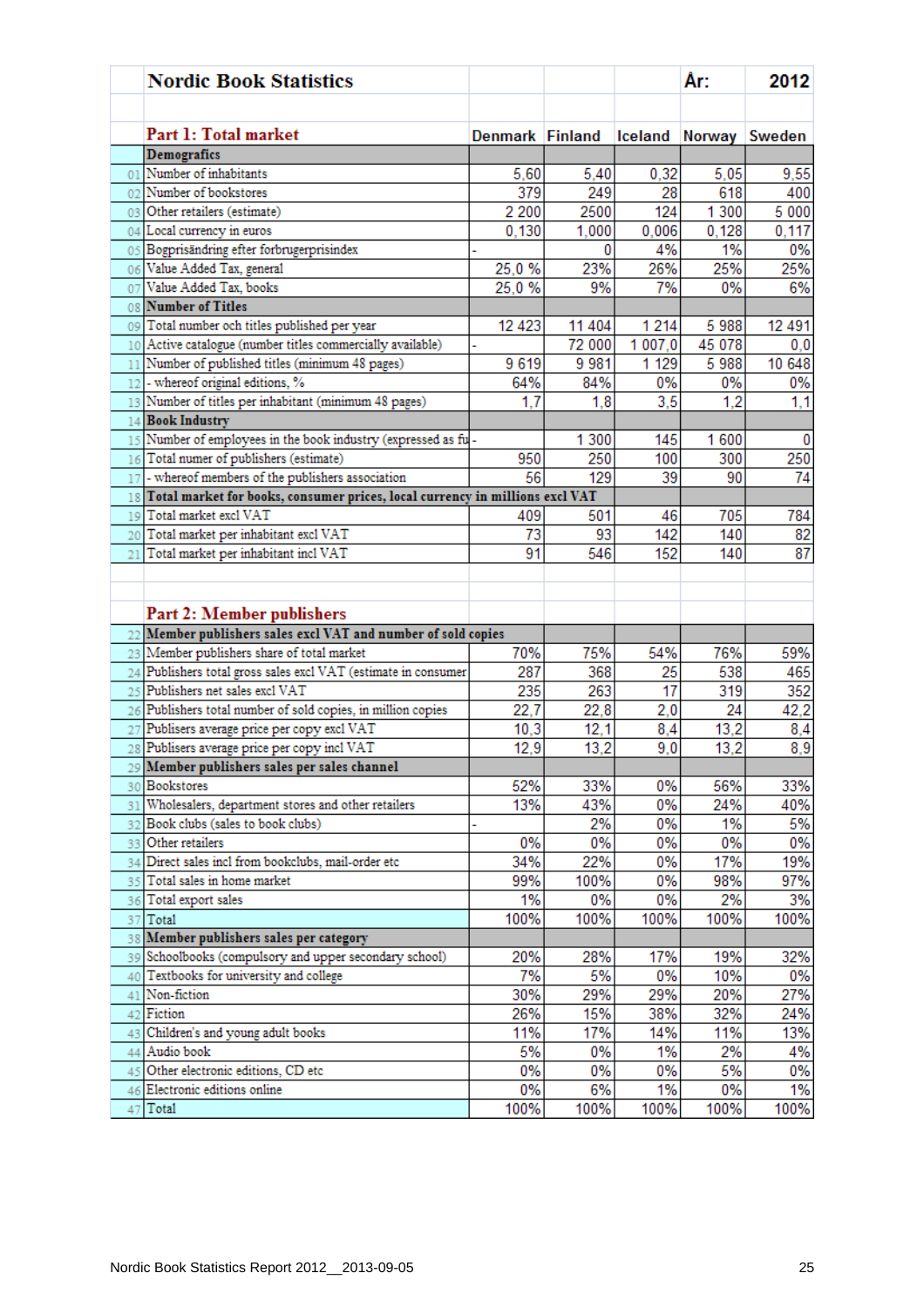# Nordic Book Statistics

År: 2012

## Part 1: Total market

| | | Denmark | Finland | Iceland | Norway | Sweden |
|---|---|---|---|---|---|---|
| | **Demografics** | | | | | |
| 01 | Number of inhabitants | 5,60 | 5,40 | 0,32 | 5,05 | 9,55 |
| 02 | Number of bookstores | 379 | 249 | 28 | 618 | 400 |
| 03 | Other retailers (estimate) | 2 200 | 2500 | 124 | 1 300 | 5 000 |
| 04 | Local currency in euros | 0,130 | 1,000 | 0,006 | 0,128 | 0,117 |
| 05 | Bogprisändring efter forbrugerprisindex | - | 0 | 4% | 1% | 0% |
| 06 | Value Added Tax, general | 25,0 % | 23% | 26% | 25% | 25% |
| 07 | Value Added Tax, books | 25,0 % | 9% | 7% | 0% | 6% |
| 08 | **Number of Titles** | | | | | |
| 09 | Total number och titles published per year | 12 423 | 11 404 | 1 214 | 5 988 | 12 491 |
| 10 | Active catalogue (number titles commercially available) | - | 72 000 | 1 007,0 | 45 078 | 0,0 |
| 11 | Number of published titles (minimum 48 pages) | 9 619 | 9 981 | 1 129 | 5 988 | 10 648 |
| 12 | - whereof original editions, % | 64% | 84% | 0% | 0% | 0% |
| 13 | Number of titles per inhabitant (minimum 48 pages) | 1,7 | 1,8 | 3,5 | 1,2 | 1,1 |
| 14 | **Book Industry** | | | | | |
| 15 | Number of employees in the book industry (expressed as fu | - | 1 300 | 145 | 1 600 | 0 |
| 16 | Total numer of publishers (estimate) | 950 | 250 | 100 | 300 | 250 |
| 17 | - whereof members of the publishers association | 56 | 129 | 39 | 90 | 74 |
| 18 | **Total market for books, consumer prices, local currency in millions excl VAT** | | | | | |
| 19 | Total market excl VAT | 409 | 501 | 46 | 705 | 784 |
| 20 | Total market per inhabitant excl VAT | 73 | 93 | 142 | 140 | 82 |
| 21 | Total market per inhabitant incl VAT | 91 | 546 | 152 | 140 | 87 |

## Part 2: Member publishers

| | | Denmark | Finland | Iceland | Norway | Sweden |
|---|---|---|---|---|---|---|
| 22 | **Member publishers sales excl VAT and number of sold copies** | | | | | |
| 23 | Member publishers share of total market | 70% | 75% | 54% | 76% | 59% |
| 24 | Publishers total gross sales excl VAT (estimate in consumer | 287 | 368 | 25 | 538 | 465 |
| 25 | Publishers net sales excl VAT | 235 | 263 | 17 | 319 | 352 |
| 26 | Publishers total number of sold copies, in million copies | 22,7 | 22,8 | 2,0 | 24 | 42,2 |
| 27 | Publisers average price per copy excl VAT | 10,3 | 12,1 | 8,4 | 13,2 | 8,4 |
| 28 | Publisers average price per copy incl VAT | 12,9 | 13,2 | 9,0 | 13,2 | 8,9 |
| 29 | **Member publishers sales per sales channel** | | | | | |
| 30 | Bookstores | 52% | 33% | 0% | 56% | 33% |
| 31 | Wholesalers, department stores and other retailers | 13% | 43% | 0% | 24% | 40% |
| 32 | Book clubs (sales to book clubs) | - | 2% | 0% | 1% | 5% |
| 33 | Other retailers | 0% | 0% | 0% | 0% | 0% |
| 34 | Direct sales incl from bookclubs, mail-order etc | 34% | 22% | 0% | 17% | 19% |
| 35 | Total sales in home market | 99% | 100% | 0% | 98% | 97% |
| 36 | Total export sales | 1% | 0% | 0% | 2% | 3% |
| 37 | Total | 100% | 100% | 100% | 100% | 100% |
| 38 | **Member publishers sales per category** | | | | | |
| 39 | Schoolbooks (compulsory and upper secondary school) | 20% | 28% | 17% | 19% | 32% |
| 40 | Textbooks for university and college | 7% | 5% | 0% | 10% | 0% |
| 41 | Non-fiction | 30% | 29% | 29% | 20% | 27% |
| 42 | Fiction | 26% | 15% | 38% | 32% | 24% |
| 43 | Children's and young adult books | 11% | 17% | 14% | 11% | 13% |
| 44 | Audio book | 5% | 0% | 1% | 2% | 4% |
| 45 | Other electronic editions, CD etc | 0% | 0% | 0% | 5% | 0% |
| 46 | Electronic editions online | 0% | 6% | 1% | 0% | 1% |
| 47 | Total | 100% | 100% | 100% | 100% | 100% |